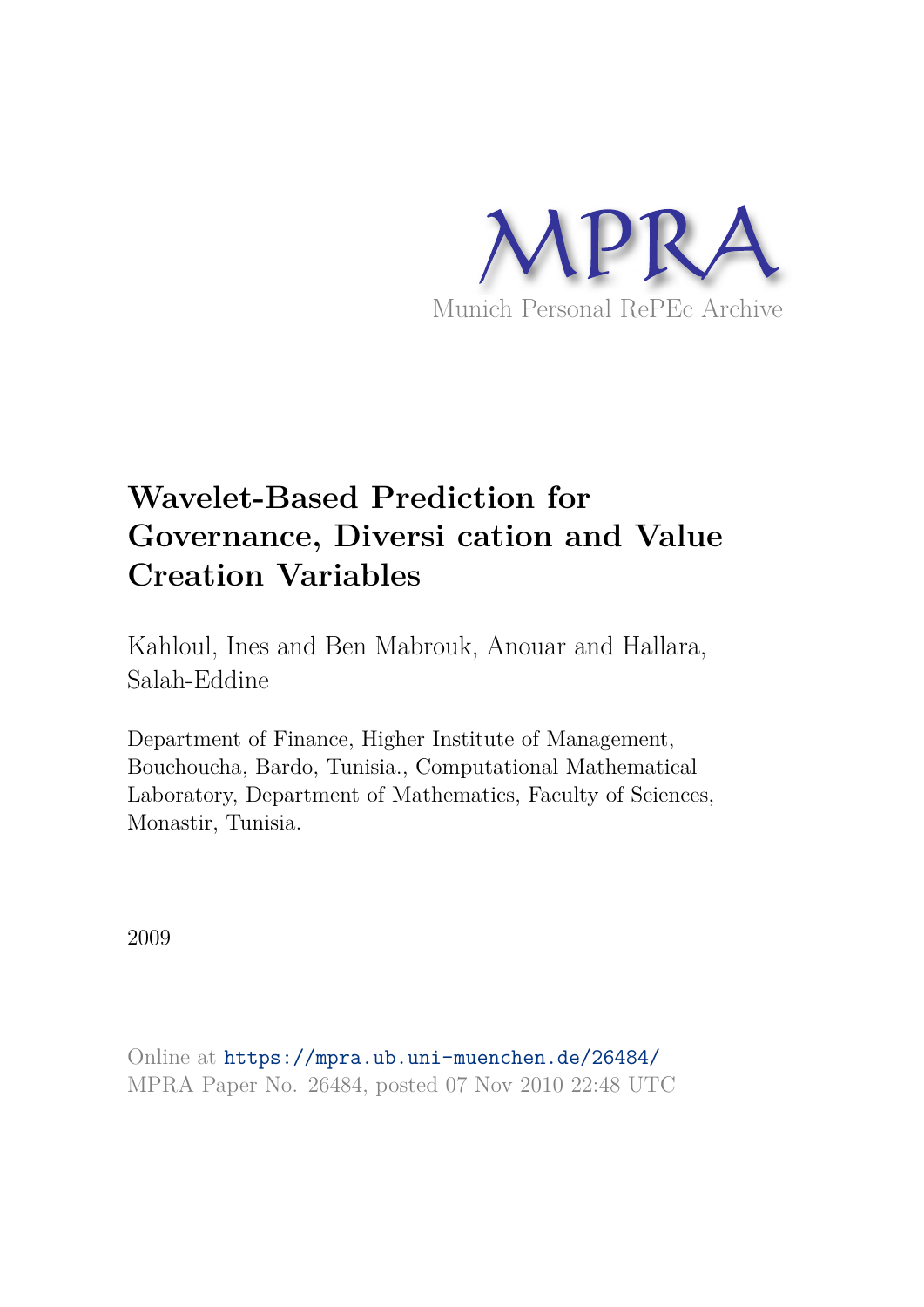MPRA

Munich Personal RePEc Archive

# Wavelet-Based Prediction for Governance, Diversi cation and Value Creation Variables

Kahloul, Ines and Ben Mabrouk, Anouar and Hallara, Salah-Eddine

Department of Finance, Higher Institute of Management, Bouchoucha, Bardo, Tunisia., Computational Mathematical Laboratory, Department of Mathematics, Faculty of Sciences, Monastir, Tunisia.

2009

Online at https://mpra.ub.uni-muenchen.de/26484/
MPRA Paper No. 26484, posted 07 Nov 2010 22:48 UTC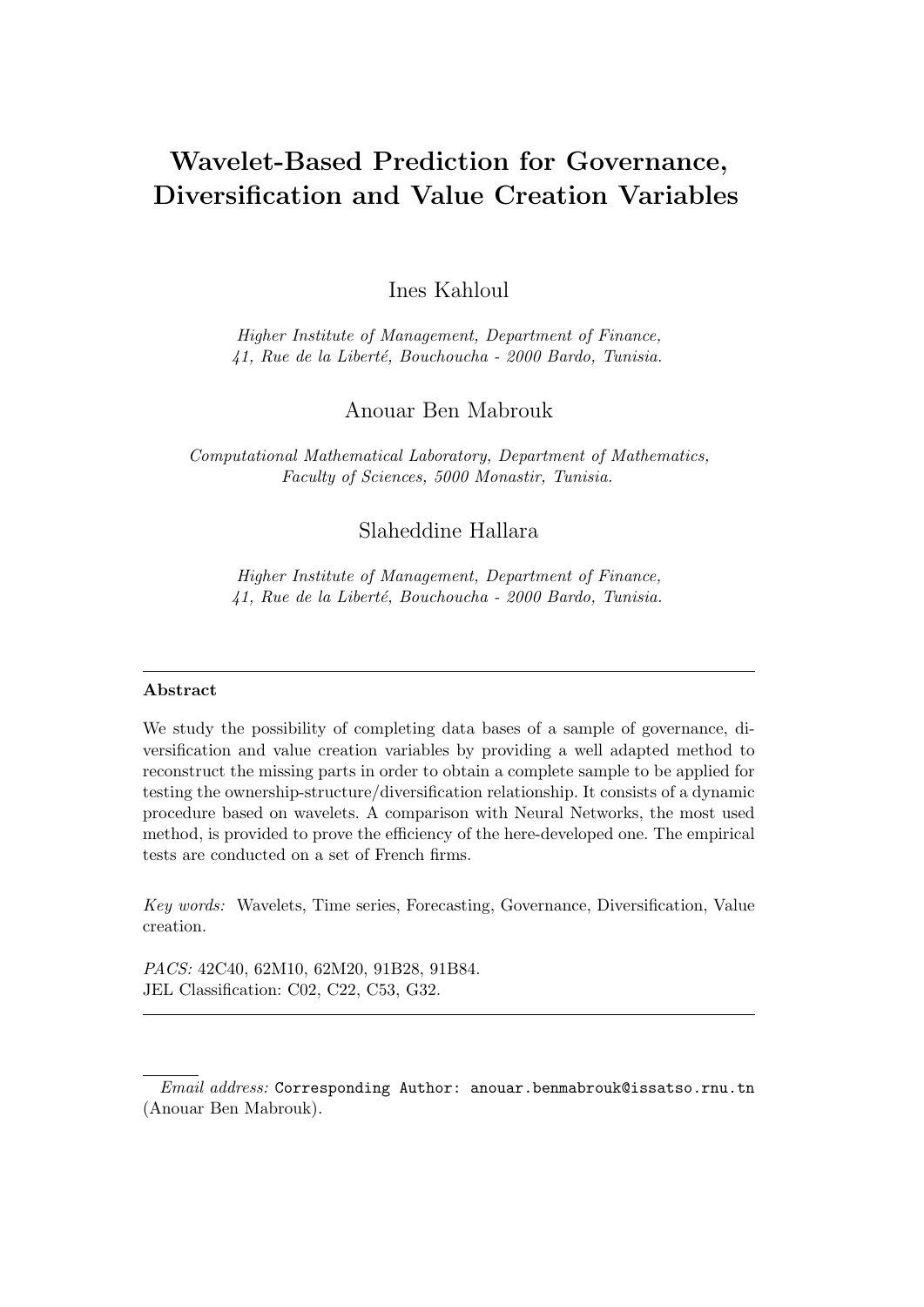# Wavelet-Based Prediction for Governance, Diversification and Value Creation Variables

Ines Kahloul

*Higher Institute of Management, Department of Finance, 41, Rue de la Liberté, Bouchoucha - 2000 Bardo, Tunisia.*

Anouar Ben Mabrouk

*Computational Mathematical Laboratory, Department of Mathematics, Faculty of Sciences, 5000 Monastir, Tunisia.*

Slaheddine Hallara

*Higher Institute of Management, Department of Finance, 41, Rue de la Liberté, Bouchoucha - 2000 Bardo, Tunisia.*

---

**Abstract**

We study the possibility of completing data bases of a sample of governance, diversification and value creation variables by providing a well adapted method to reconstruct the missing parts in order to obtain a complete sample to be applied for testing the ownership-structure/diversification relationship. It consists of a dynamic procedure based on wavelets. A comparison with Neural Networks, the most used method, is provided to prove the efficiency of the here-developed one. The empirical tests are conducted on a set of French firms.

*Key words:* Wavelets, Time series, Forecasting, Governance, Diversification, Value creation.

*PACS:* 42C40, 62M10, 62M20, 91B28, 91B84.
JEL Classification: C02, C22, C53, G32.

---

*Email address:* `Corresponding Author: anouar.benmabrouk@issatso.rnu.tn` (Anouar Ben Mabrouk).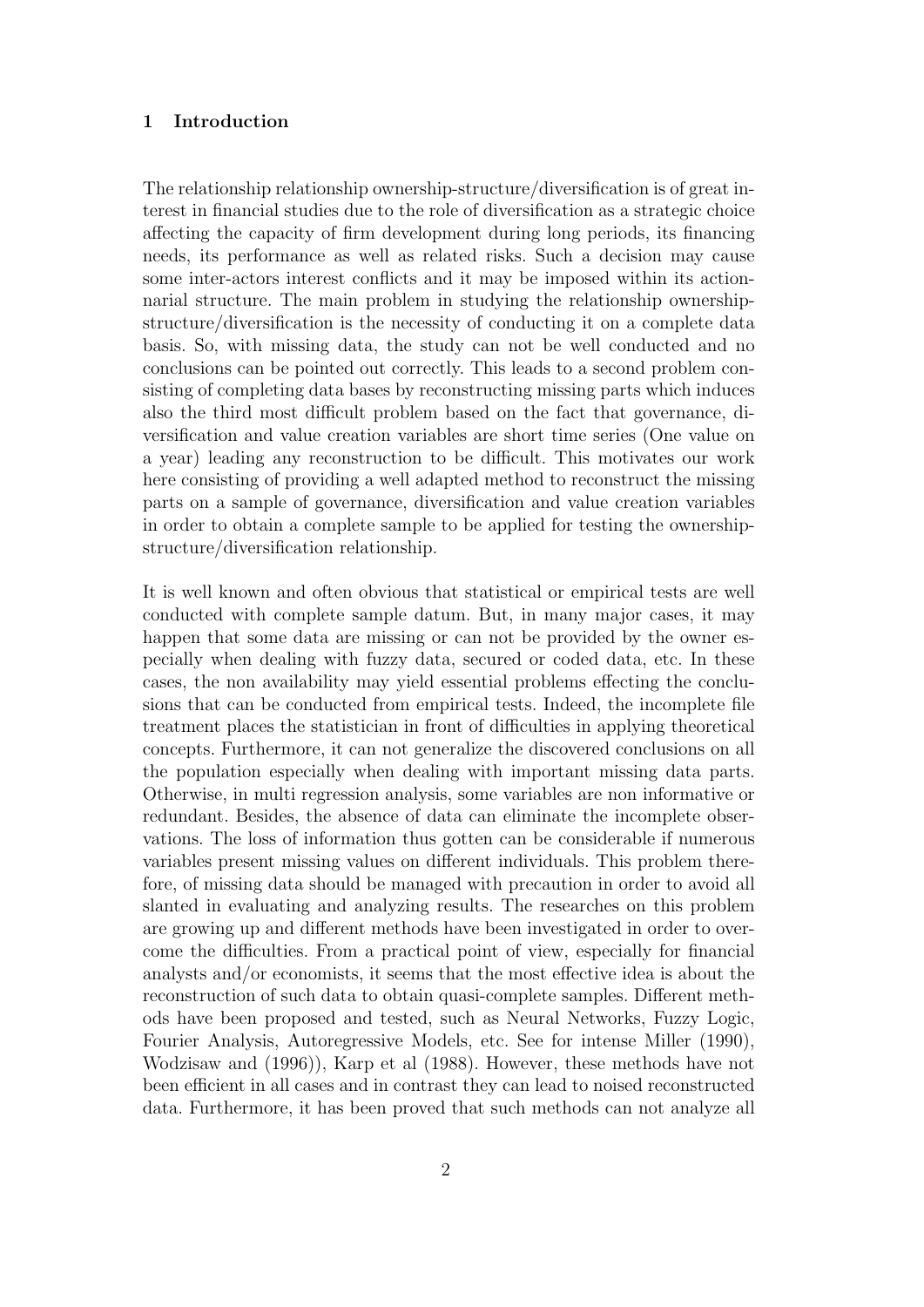## 1 Introduction

The relationship relationship ownership-structure/diversification is of great interest in financial studies due to the role of diversification as a strategic choice affecting the capacity of firm development during long periods, its financing needs, its performance as well as related risks. Such a decision may cause some inter-actors interest conflicts and it may be imposed within its actionnarial structure. The main problem in studying the relationship ownership-structure/diversification is the necessity of conducting it on a complete data basis. So, with missing data, the study can not be well conducted and no conclusions can be pointed out correctly. This leads to a second problem consisting of completing data bases by reconstructing missing parts which induces also the third most difficult problem based on the fact that governance, diversification and value creation variables are short time series (One value on a year) leading any reconstruction to be difficult. This motivates our work here consisting of providing a well adapted method to reconstruct the missing parts on a sample of governance, diversification and value creation variables in order to obtain a complete sample to be applied for testing the ownership-structure/diversification relationship.

It is well known and often obvious that statistical or empirical tests are well conducted with complete sample datum. But, in many major cases, it may happen that some data are missing or can not be provided by the owner especially when dealing with fuzzy data, secured or coded data, etc. In these cases, the non availability may yield essential problems effecting the conclusions that can be conducted from empirical tests. Indeed, the incomplete file treatment places the statistician in front of difficulties in applying theoretical concepts. Furthermore, it can not generalize the discovered conclusions on all the population especially when dealing with important missing data parts. Otherwise, in multi regression analysis, some variables are non informative or redundant. Besides, the absence of data can eliminate the incomplete observations. The loss of information thus gotten can be considerable if numerous variables present missing values on different individuals. This problem therefore, of missing data should be managed with precaution in order to avoid all slanted in evaluating and analyzing results. The researches on this problem are growing up and different methods have been investigated in order to overcome the difficulties. From a practical point of view, especially for financial analysts and/or economists, it seems that the most effective idea is about the reconstruction of such data to obtain quasi-complete samples. Different methods have been proposed and tested, such as Neural Networks, Fuzzy Logic, Fourier Analysis, Autoregressive Models, etc. See for intense Miller (1990), Wodzisaw and (1996)), Karp et al (1988). However, these methods have not been efficient in all cases and in contrast they can lead to noised reconstructed data. Furthermore, it has been proved that such methods can not analyze all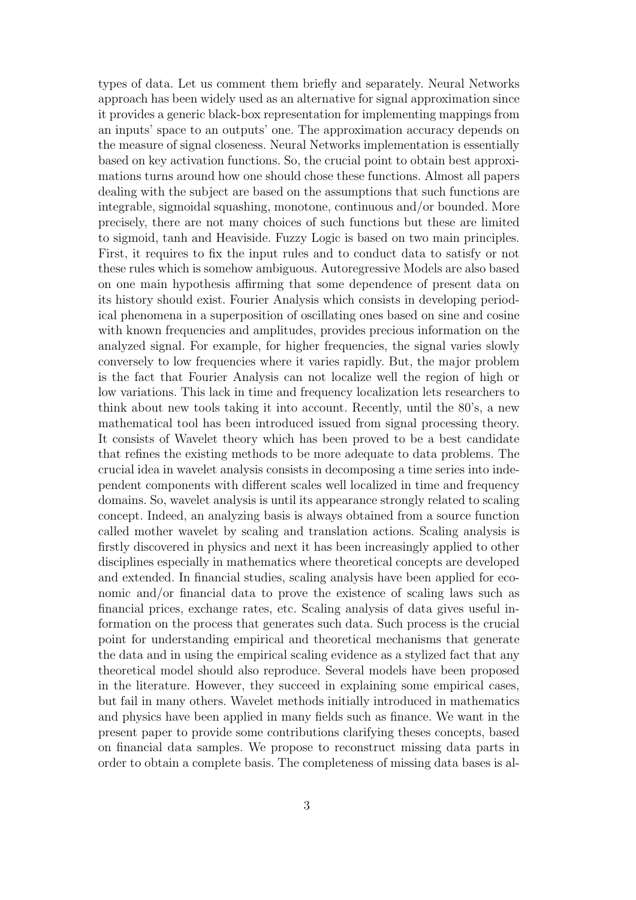types of data. Let us comment them briefly and separately. Neural Networks approach has been widely used as an alternative for signal approximation since it provides a generic black-box representation for implementing mappings from an inputs' space to an outputs' one. The approximation accuracy depends on the measure of signal closeness. Neural Networks implementation is essentially based on key activation functions. So, the crucial point to obtain best approximations turns around how one should chose these functions. Almost all papers dealing with the subject are based on the assumptions that such functions are integrable, sigmoidal squashing, monotone, continuous and/or bounded. More precisely, there are not many choices of such functions but these are limited to sigmoid, tanh and Heaviside. Fuzzy Logic is based on two main principles. First, it requires to fix the input rules and to conduct data to satisfy or not these rules which is somehow ambiguous. Autoregressive Models are also based on one main hypothesis affirming that some dependence of present data on its history should exist. Fourier Analysis which consists in developing periodical phenomena in a superposition of oscillating ones based on sine and cosine with known frequencies and amplitudes, provides precious information on the analyzed signal. For example, for higher frequencies, the signal varies slowly conversely to low frequencies where it varies rapidly. But, the major problem is the fact that Fourier Analysis can not localize well the region of high or low variations. This lack in time and frequency localization lets researchers to think about new tools taking it into account. Recently, until the 80's, a new mathematical tool has been introduced issued from signal processing theory. It consists of Wavelet theory which has been proved to be a best candidate that refines the existing methods to be more adequate to data problems. The crucial idea in wavelet analysis consists in decomposing a time series into independent components with different scales well localized in time and frequency domains. So, wavelet analysis is until its appearance strongly related to scaling concept. Indeed, an analyzing basis is always obtained from a source function called mother wavelet by scaling and translation actions. Scaling analysis is firstly discovered in physics and next it has been increasingly applied to other disciplines especially in mathematics where theoretical concepts are developed and extended. In financial studies, scaling analysis have been applied for economic and/or financial data to prove the existence of scaling laws such as financial prices, exchange rates, etc. Scaling analysis of data gives useful information on the process that generates such data. Such process is the crucial point for understanding empirical and theoretical mechanisms that generate the data and in using the empirical scaling evidence as a stylized fact that any theoretical model should also reproduce. Several models have been proposed in the literature. However, they succeed in explaining some empirical cases, but fail in many others. Wavelet methods initially introduced in mathematics and physics have been applied in many fields such as finance. We want in the present paper to provide some contributions clarifying theses concepts, based on financial data samples. We propose to reconstruct missing data parts in order to obtain a complete basis. The completeness of missing data bases is al-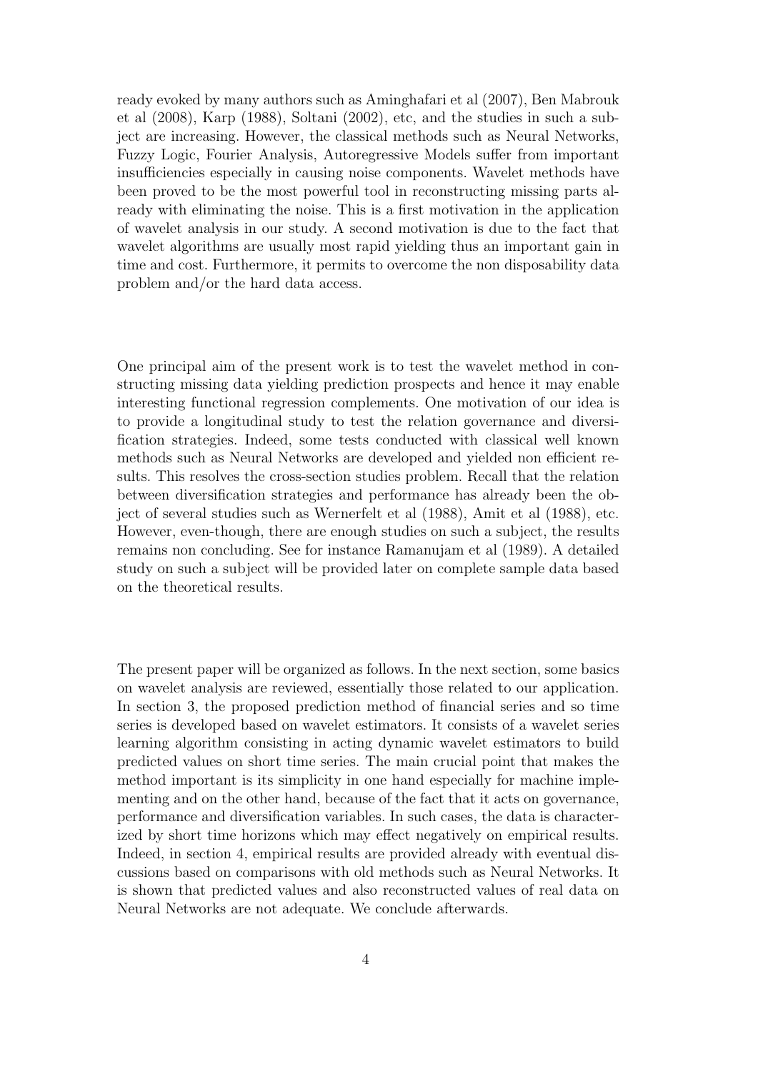ready evoked by many authors such as Aminghafari et al (2007), Ben Mabrouk et al (2008), Karp (1988), Soltani (2002), etc, and the studies in such a subject are increasing. However, the classical methods such as Neural Networks, Fuzzy Logic, Fourier Analysis, Autoregressive Models suffer from important insufficiencies especially in causing noise components. Wavelet methods have been proved to be the most powerful tool in reconstructing missing parts already with eliminating the noise. This is a first motivation in the application of wavelet analysis in our study. A second motivation is due to the fact that wavelet algorithms are usually most rapid yielding thus an important gain in time and cost. Furthermore, it permits to overcome the non disposability data problem and/or the hard data access.

One principal aim of the present work is to test the wavelet method in constructing missing data yielding prediction prospects and hence it may enable interesting functional regression complements. One motivation of our idea is to provide a longitudinal study to test the relation governance and diversification strategies. Indeed, some tests conducted with classical well known methods such as Neural Networks are developed and yielded non efficient results. This resolves the cross-section studies problem. Recall that the relation between diversification strategies and performance has already been the object of several studies such as Wernerfelt et al (1988), Amit et al (1988), etc. However, even-though, there are enough studies on such a subject, the results remains non concluding. See for instance Ramanujam et al (1989). A detailed study on such a subject will be provided later on complete sample data based on the theoretical results.

The present paper will be organized as follows. In the next section, some basics on wavelet analysis are reviewed, essentially those related to our application. In section 3, the proposed prediction method of financial series and so time series is developed based on wavelet estimators. It consists of a wavelet series learning algorithm consisting in acting dynamic wavelet estimators to build predicted values on short time series. The main crucial point that makes the method important is its simplicity in one hand especially for machine implementing and on the other hand, because of the fact that it acts on governance, performance and diversification variables. In such cases, the data is characterized by short time horizons which may effect negatively on empirical results. Indeed, in section 4, empirical results are provided already with eventual discussions based on comparisons with old methods such as Neural Networks. It is shown that predicted values and also reconstructed values of real data on Neural Networks are not adequate. We conclude afterwards.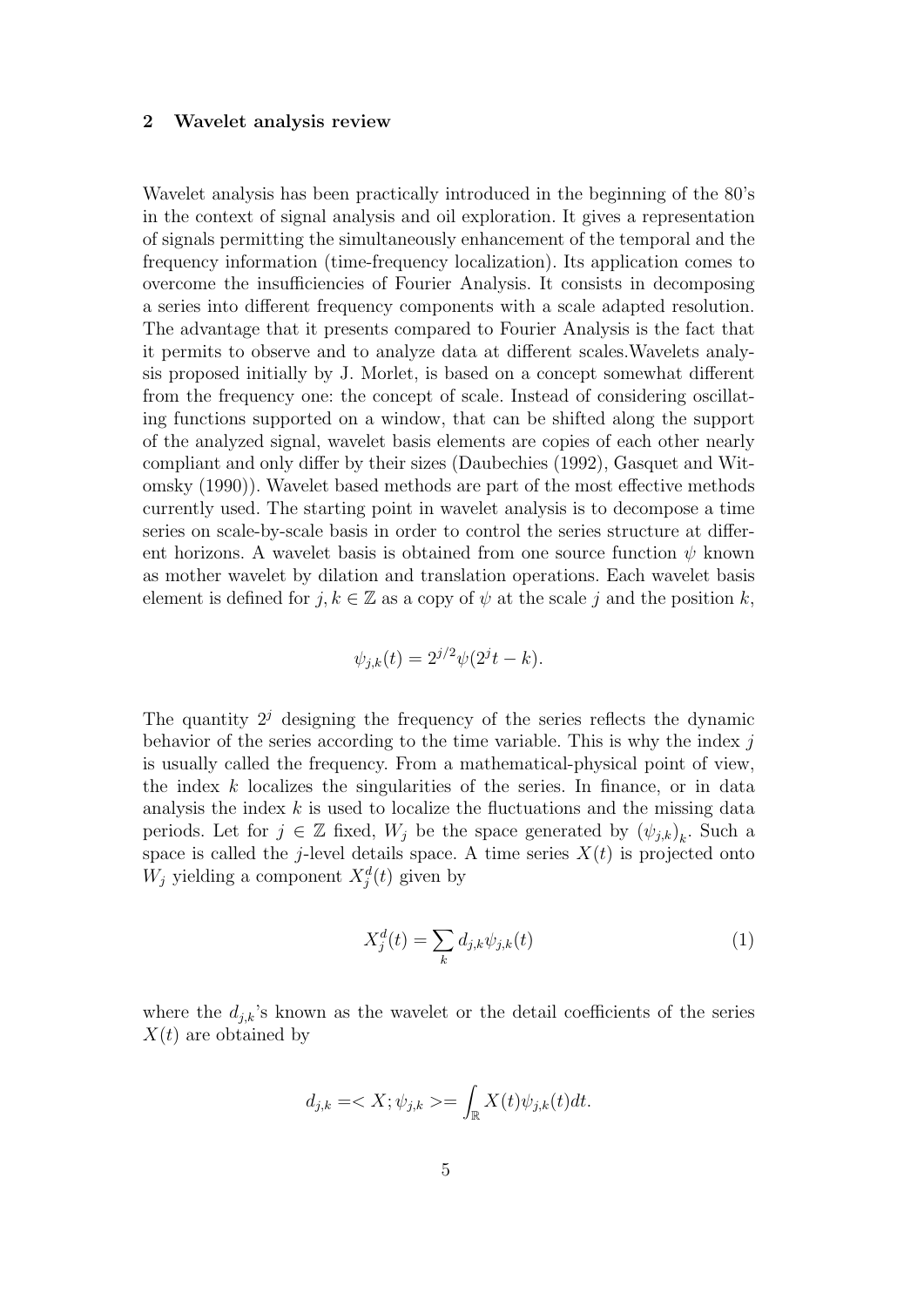## 2 Wavelet analysis review

Wavelet analysis has been practically introduced in the beginning of the 80's in the context of signal analysis and oil exploration. It gives a representation of signals permitting the simultaneously enhancement of the temporal and the frequency information (time-frequency localization). Its application comes to overcome the insufficiencies of Fourier Analysis. It consists in decomposing a series into different frequency components with a scale adapted resolution. The advantage that it presents compared to Fourier Analysis is the fact that it permits to observe and to analyze data at different scales.Wavelets analysis proposed initially by J. Morlet, is based on a concept somewhat different from the frequency one: the concept of scale. Instead of considering oscillating functions supported on a window, that can be shifted along the support of the analyzed signal, wavelet basis elements are copies of each other nearly compliant and only differ by their sizes (Daubechies (1992), Gasquet and Witomsky (1990)). Wavelet based methods are part of the most effective methods currently used. The starting point in wavelet analysis is to decompose a time series on scale-by-scale basis in order to control the series structure at different horizons. A wavelet basis is obtained from one source function $\psi$ known as mother wavelet by dilation and translation operations. Each wavelet basis element is defined for $j, k \in \mathbb{Z}$ as a copy of $\psi$ at the scale $j$ and the position $k$,

$$\psi_{j,k}(t) = 2^{j/2}\psi(2^j t - k).$$

The quantity $2^j$ designing the frequency of the series reflects the dynamic behavior of the series according to the time variable. This is why the index $j$ is usually called the frequency. From a mathematical-physical point of view, the index $k$ localizes the singularities of the series. In finance, or in data analysis the index $k$ is used to localize the fluctuations and the missing data periods. Let for $j \in \mathbb{Z}$ fixed, $W_j$ be the space generated by $(\psi_{j,k})_k$. Such a space is called the $j$-level details space. A time series $X(t)$ is projected onto $W_j$ yielding a component $X_j^d(t)$ given by

$$X_j^d(t) = \sum_k d_{j,k}\psi_{j,k}(t) \tag{1}$$

where the $d_{j,k}$'s known as the wavelet or the detail coefficients of the series $X(t)$ are obtained by

$$d_{j,k} = < X; \psi_{j,k} > = \int_{\mathbb{R}} X(t)\psi_{j,k}(t)dt.$$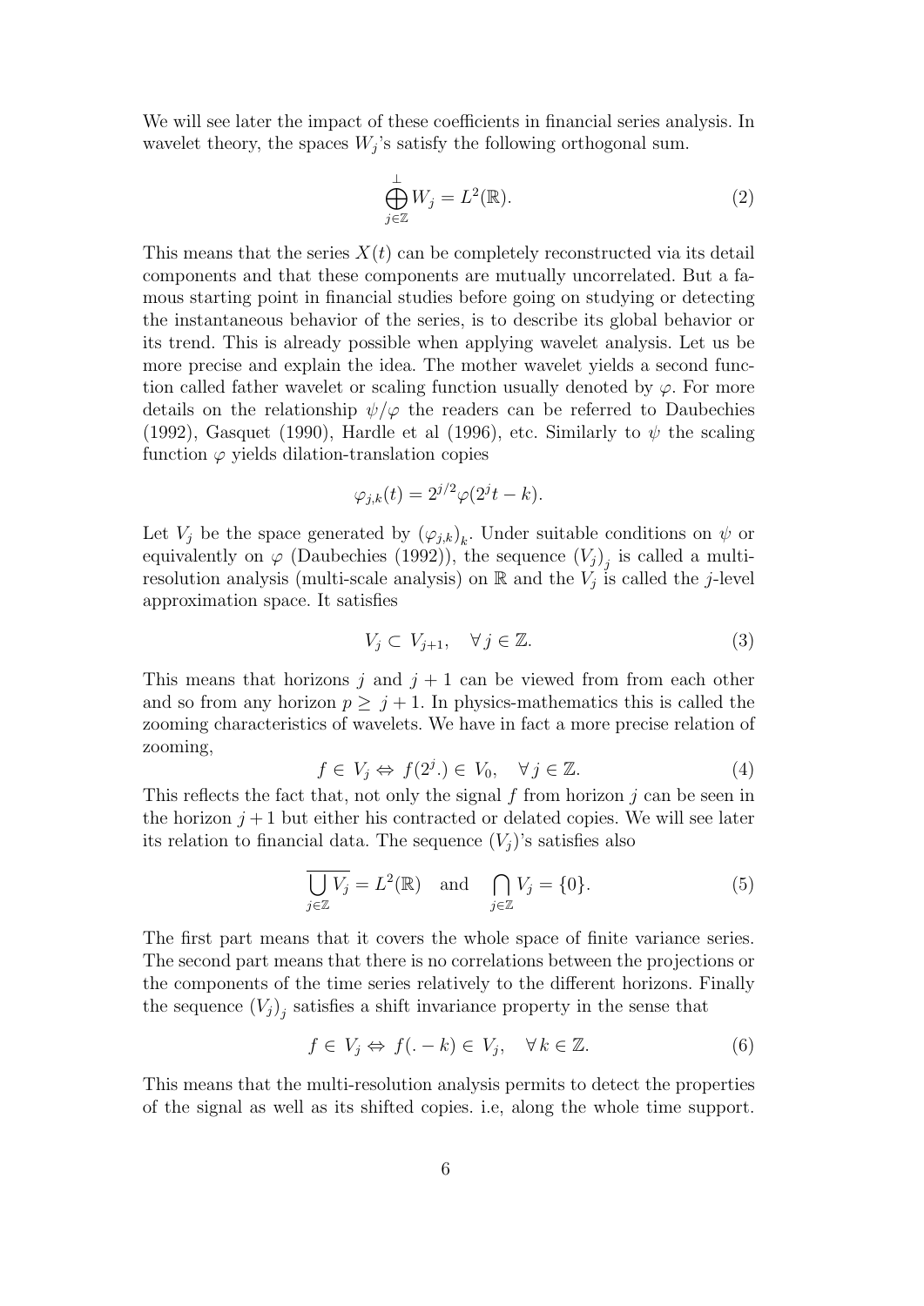We will see later the impact of these coefficients in financial series analysis. In wavelet theory, the spaces $W_j$'s satisfy the following orthogonal sum.

$$\bigoplus_{j\in\mathbb{Z}}^{\perp} W_j = L^2(\mathbb{R}). \tag{2}$$

This means that the series $X(t)$ can be completely reconstructed via its detail components and that these components are mutually uncorrelated. But a famous starting point in financial studies before going on studying or detecting the instantaneous behavior of the series, is to describe its global behavior or its trend. This is already possible when applying wavelet analysis. Let us be more precise and explain the idea. The mother wavelet yields a second function called father wavelet or scaling function usually denoted by $\varphi$. For more details on the relationship $\psi/\varphi$ the readers can be referred to Daubechies (1992), Gasquet (1990), Hardle et al (1996), etc. Similarly to $\psi$ the scaling function $\varphi$ yields dilation-translation copies

$$\varphi_{j,k}(t) = 2^{j/2}\varphi(2^j t - k).$$

Let $V_j$ be the space generated by $(\varphi_{j,k})_k$. Under suitable conditions on $\psi$ or equivalently on $\varphi$ (Daubechies (1992)), the sequence $(V_j)_j$ is called a multi-resolution analysis (multi-scale analysis) on $\mathbb{R}$ and the $V_j$ is called the $j$-level approximation space. It satisfies

$$V_j \subset V_{j+1}, \quad \forall\, j \in \mathbb{Z}. \tag{3}$$

This means that horizons $j$ and $j+1$ can be viewed from from each other and so from any horizon $p \geq j+1$. In physics-mathematics this is called the zooming characteristics of wavelets. We have in fact a more precise relation of zooming,

$$f \in V_j \Leftrightarrow f(2^j.) \in V_0, \quad \forall\, j \in \mathbb{Z}. \tag{4}$$

This reflects the fact that, not only the signal $f$ from horizon $j$ can be seen in the horizon $j+1$ but either his contracted or delated copies. We will see later its relation to financial data. The sequence $(V_j)$'s satisfies also

$$\overline{\bigcup_{j\in\mathbb{Z}} V_j} = L^2(\mathbb{R}) \quad \text{and} \quad \bigcap_{j\in\mathbb{Z}} V_j = \{0\}. \tag{5}$$

The first part means that it covers the whole space of finite variance series. The second part means that there is no correlations between the projections or the components of the time series relatively to the different horizons. Finally the sequence $(V_j)_j$ satisfies a shift invariance property in the sense that

$$f \in V_j \Leftrightarrow f(.-k) \in V_j, \quad \forall\, k \in \mathbb{Z}. \tag{6}$$

This means that the multi-resolution analysis permits to detect the properties of the signal as well as its shifted copies. i.e, along the whole time support.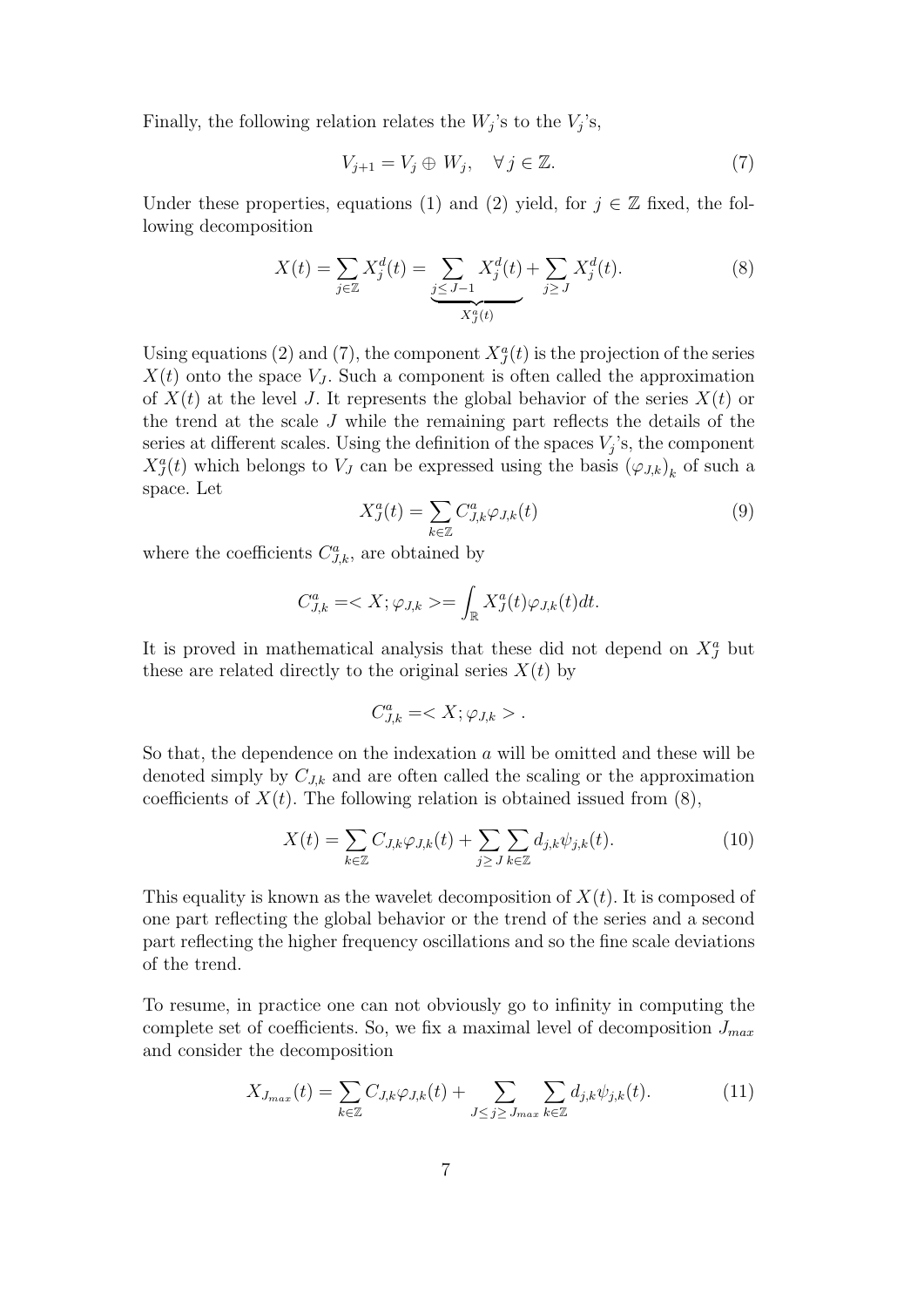Finally, the following relation relates the $W_j$'s to the $V_j$'s,

$$V_{j+1} = V_j \oplus W_j, \quad \forall\, j \in \mathbb{Z}. \tag{7}$$

Under these properties, equations (1) and (2) yield, for $j \in \mathbb{Z}$ fixed, the following decomposition

$$X(t) = \sum_{j\in\mathbb{Z}} X_j^d(t) = \underbrace{\sum_{j\leq\, J-1} X_j^d(t)}_{X_J^a(t)} + \sum_{j\geq\, J} X_j^d(t). \tag{8}$$

Using equations (2) and (7), the component $X_J^a(t)$ is the projection of the series $X(t)$ onto the space $V_J$. Such a component is often called the approximation of $X(t)$ at the level $J$. It represents the global behavior of the series $X(t)$ or the trend at the scale $J$ while the remaining part reflects the details of the series at different scales. Using the definition of the spaces $V_j$'s, the component $X_J^a(t)$ which belongs to $V_J$ can be expressed using the basis $\left(\varphi_{J,k}\right)_k$ of such a space. Let

$$X_J^a(t) = \sum_{k\in\mathbb{Z}} C_{J,k}^a \varphi_{J,k}(t) \tag{9}$$

where the coefficients $C_{J,k}^a$, are obtained by

$$C_{J,k}^a =< X; \varphi_{J,k} >= \int_{\mathbb{R}} X_J^a(t)\varphi_{J,k}(t)dt.$$

It is proved in mathematical analysis that these did not depend on $X_J^a$ but these are related directly to the original series $X(t)$ by

$$C_{J,k}^a =< X; \varphi_{J,k} > .$$

So that, the dependence on the indexation $a$ will be omitted and these will be denoted simply by $C_{J,k}$ and are often called the scaling or the approximation coefficients of $X(t)$. The following relation is obtained issued from (8),

$$X(t) = \sum_{k\in\mathbb{Z}} C_{J,k}\varphi_{J,k}(t) + \sum_{j\geq\, J}\sum_{k\in\mathbb{Z}} d_{j,k}\psi_{j,k}(t). \tag{10}$$

This equality is known as the wavelet decomposition of $X(t)$. It is composed of one part reflecting the global behavior or the trend of the series and a second part reflecting the higher frequency oscillations and so the fine scale deviations of the trend.

To resume, in practice one can not obviously go to infinity in computing the complete set of coefficients. So, we fix a maximal level of decomposition $J_{max}$ and consider the decomposition

$$X_{J_{max}}(t) = \sum_{k\in\mathbb{Z}} C_{J,k}\varphi_{J,k}(t) + \sum_{J\leq j\geq\, J_{max}}\sum_{k\in\mathbb{Z}} d_{j,k}\psi_{j,k}(t). \tag{11}$$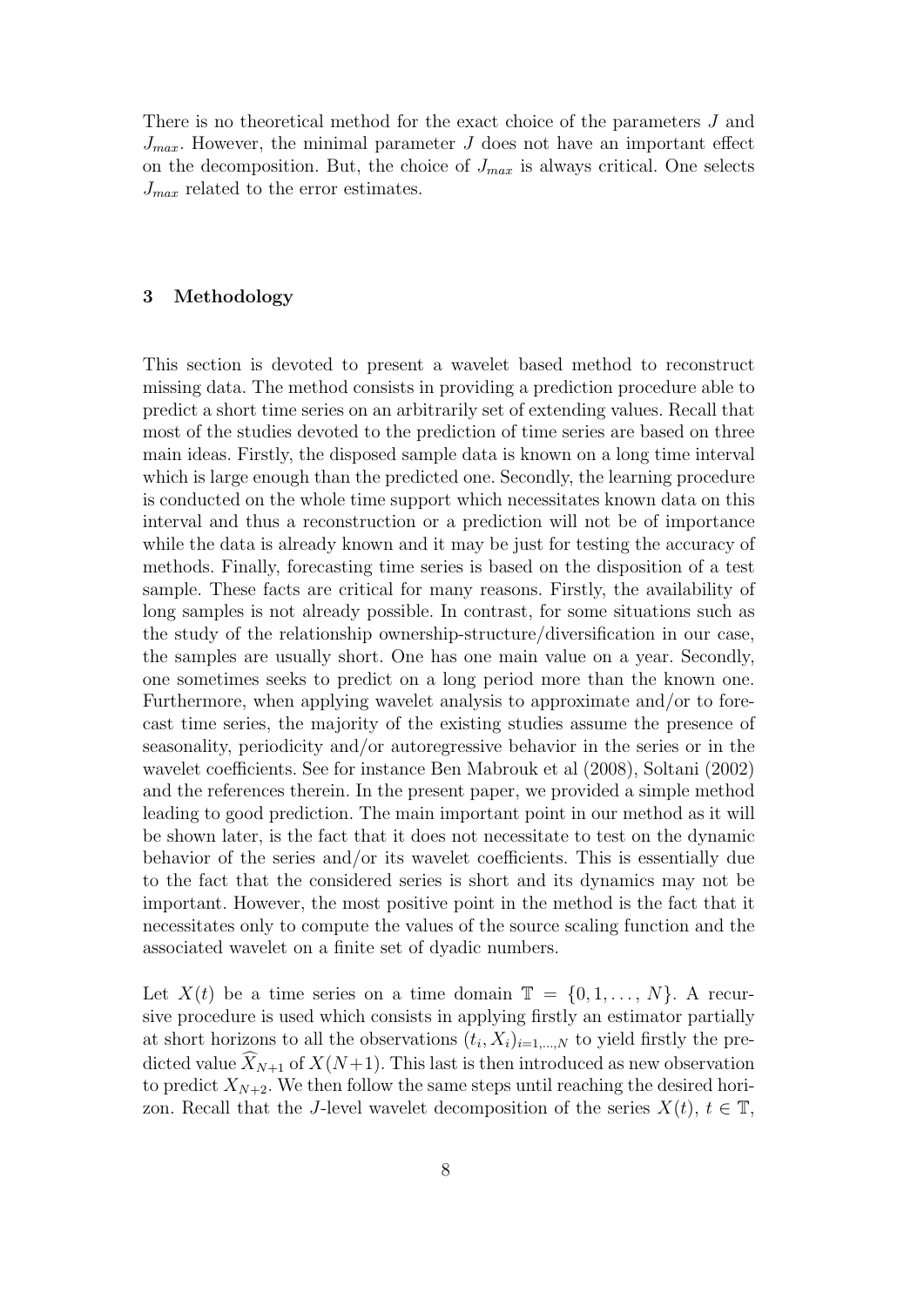There is no theoretical method for the exact choice of the parameters $J$ and $J_{max}$. However, the minimal parameter $J$ does not have an important effect on the decomposition. But, the choice of $J_{max}$ is always critical. One selects $J_{max}$ related to the error estimates.

## 3 Methodology

This section is devoted to present a wavelet based method to reconstruct missing data. The method consists in providing a prediction procedure able to predict a short time series on an arbitrarily set of extending values. Recall that most of the studies devoted to the prediction of time series are based on three main ideas. Firstly, the disposed sample data is known on a long time interval which is large enough than the predicted one. Secondly, the learning procedure is conducted on the whole time support which necessitates known data on this interval and thus a reconstruction or a prediction will not be of importance while the data is already known and it may be just for testing the accuracy of methods. Finally, forecasting time series is based on the disposition of a test sample. These facts are critical for many reasons. Firstly, the availability of long samples is not already possible. In contrast, for some situations such as the study of the relationship ownership-structure/diversification in our case, the samples are usually short. One has one main value on a year. Secondly, one sometimes seeks to predict on a long period more than the known one. Furthermore, when applying wavelet analysis to approximate and/or to forecast time series, the majority of the existing studies assume the presence of seasonality, periodicity and/or autoregressive behavior in the series or in the wavelet coefficients. See for instance Ben Mabrouk et al (2008), Soltani (2002) and the references therein. In the present paper, we provided a simple method leading to good prediction. The main important point in our method as it will be shown later, is the fact that it does not necessitate to test on the dynamic behavior of the series and/or its wavelet coefficients. This is essentially due to the fact that the considered series is short and its dynamics may not be important. However, the most positive point in the method is the fact that it necessitates only to compute the values of the source scaling function and the associated wavelet on a finite set of dyadic numbers.

Let $X(t)$ be a time series on a time domain $\mathbb{T} = \{0, 1, \ldots, N\}$. A recursive procedure is used which consists in applying firstly an estimator partially at short horizons to all the observations $(t_i, X_i)_{i=1,\ldots,N}$ to yield firstly the predicted value $\widehat{X}_{N+1}$ of $X(N+1)$. This last is then introduced as new observation to predict $X_{N+2}$. We then follow the same steps until reaching the desired horizon. Recall that the $J$-level wavelet decomposition of the series $X(t)$, $t \in \mathbb{T}$,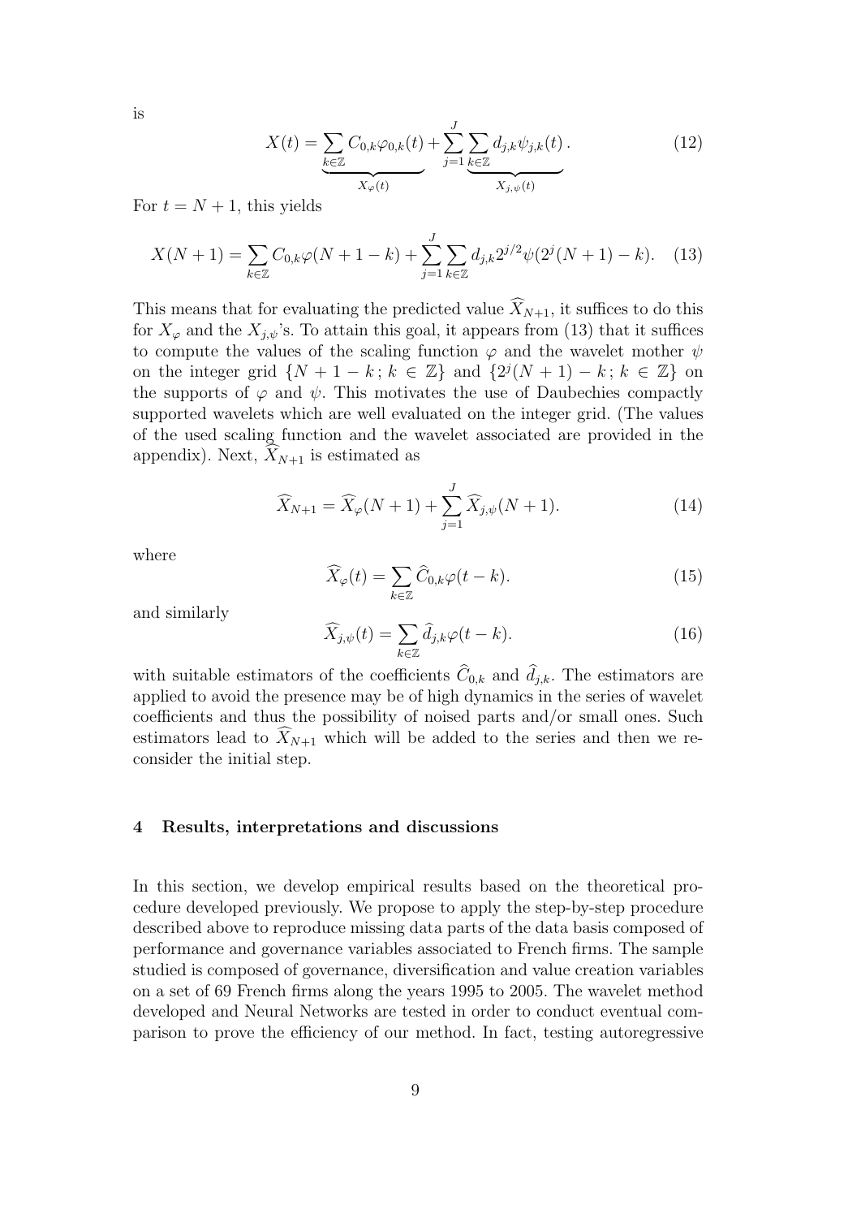is

$$X(t) = \underbrace{\sum_{k\in\mathbb{Z}} C_{0,k}\varphi_{0,k}(t)}_{X_\varphi(t)} + \sum_{j=1}^{J} \underbrace{\sum_{k\in\mathbb{Z}} d_{j,k}\psi_{j,k}(t)}_{X_{j,\psi}(t)}. \quad (12)$$

For $t = N + 1$, this yields

$$X(N+1) = \sum_{k\in\mathbb{Z}} C_{0,k}\varphi(N+1-k) + \sum_{j=1}^{J}\sum_{k\in\mathbb{Z}} d_{j,k}2^{j/2}\psi(2^j(N+1)-k). \quad (13)$$

This means that for evaluating the predicted value $\widehat{X}_{N+1}$, it suffices to do this for $X_\varphi$ and the $X_{j,\psi}$'s. To attain this goal, it appears from (13) that it suffices to compute the values of the scaling function $\varphi$ and the wavelet mother $\psi$ on the integer grid $\{N + 1 - k\,;\, k \in \mathbb{Z}\}$ and $\{2^j(N + 1) - k\,;\, k \in \mathbb{Z}\}$ on the supports of $\varphi$ and $\psi$. This motivates the use of Daubechies compactly supported wavelets which are well evaluated on the integer grid. (The values of the used scaling function and the wavelet associated are provided in the appendix). Next, $\widehat{X}_{N+1}$ is estimated as

$$\widehat{X}_{N+1} = \widehat{X}_\varphi(N+1) + \sum_{j=1}^{J} \widehat{X}_{j,\psi}(N+1). \quad (14)$$

where

$$\widehat{X}_\varphi(t) = \sum_{k\in\mathbb{Z}} \widehat{C}_{0,k}\varphi(t-k). \quad (15)$$

and similarly

$$\widehat{X}_{j,\psi}(t) = \sum_{k\in\mathbb{Z}} \widehat{d}_{j,k}\varphi(t-k). \quad (16)$$

with suitable estimators of the coefficients $\widehat{C}_{0,k}$ and $\widehat{d}_{j,k}$. The estimators are applied to avoid the presence may be of high dynamics in the series of wavelet coefficients and thus the possibility of noised parts and/or small ones. Such estimators lead to $\widehat{X}_{N+1}$ which will be added to the series and then we reconsider the initial step.

## 4 Results, interpretations and discussions

In this section, we develop empirical results based on the theoretical procedure developed previously. We propose to apply the step-by-step procedure described above to reproduce missing data parts of the data basis composed of performance and governance variables associated to French firms. The sample studied is composed of governance, diversification and value creation variables on a set of 69 French firms along the years 1995 to 2005. The wavelet method developed and Neural Networks are tested in order to conduct eventual comparison to prove the efficiency of our method. In fact, testing autoregressive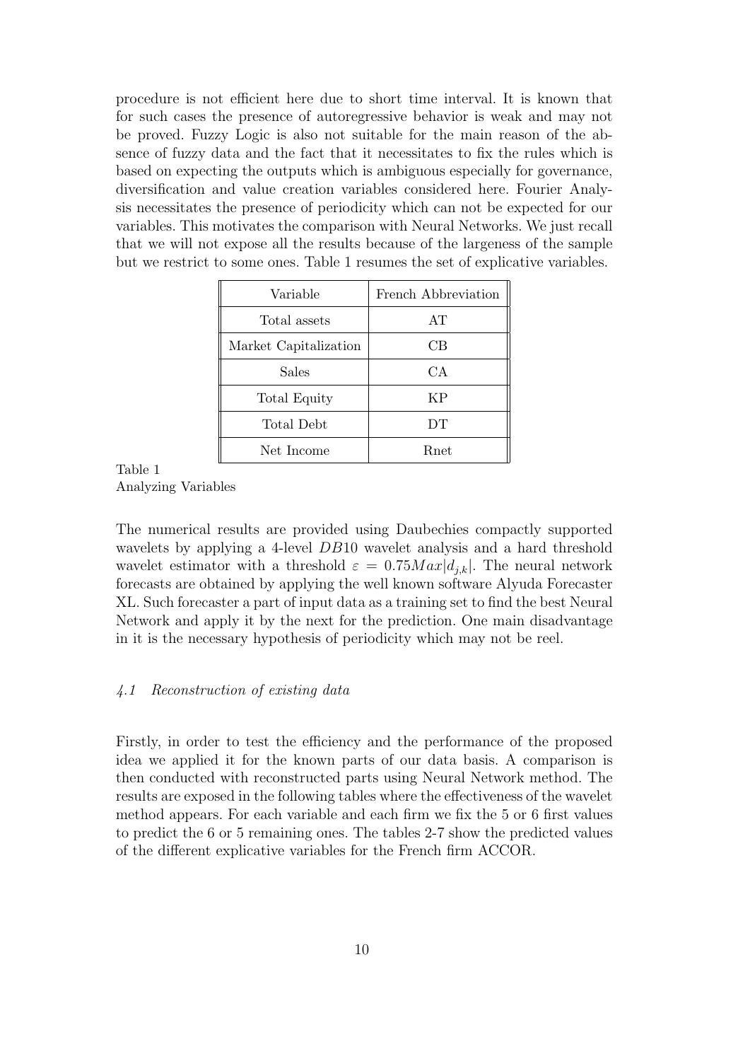procedure is not efficient here due to short time interval. It is known that for such cases the presence of autoregressive behavior is weak and may not be proved. Fuzzy Logic is also not suitable for the main reason of the absence of fuzzy data and the fact that it necessitates to fix the rules which is based on expecting the outputs which is ambiguous especially for governance, diversification and value creation variables considered here. Fourier Analysis necessitates the presence of periodicity which can not be expected for our variables. This motivates the comparison with Neural Networks. We just recall that we will not expose all the results because of the largeness of the sample but we restrict to some ones. Table 1 resumes the set of explicative variables.

| Variable | French Abbreviation |
|---|---|
| Total assets | AT |
| Market Capitalization | CB |
| Sales | CA |
| Total Equity | KP |
| Total Debt | DT |
| Net Income | Rnet |

Table 1
Analyzing Variables

The numerical results are provided using Daubechies compactly supported wavelets by applying a 4-level $DB10$ wavelet analysis and a hard threshold wavelet estimator with a threshold $\varepsilon = 0.75Max|d_{j,k}|$. The neural network forecasts are obtained by applying the well known software Alyuda Forecaster XL. Such forecaster a part of input data as a training set to find the best Neural Network and apply it by the next for the prediction. One main disadvantage in it is the necessary hypothesis of periodicity which may not be reel.

### *4.1 Reconstruction of existing data*

Firstly, in order to test the efficiency and the performance of the proposed idea we applied it for the known parts of our data basis. A comparison is then conducted with reconstructed parts using Neural Network method. The results are exposed in the following tables where the effectiveness of the wavelet method appears. For each variable and each firm we fix the 5 or 6 first values to predict the 6 or 5 remaining ones. The tables 2-7 show the predicted values of the different explicative variables for the French firm ACCOR.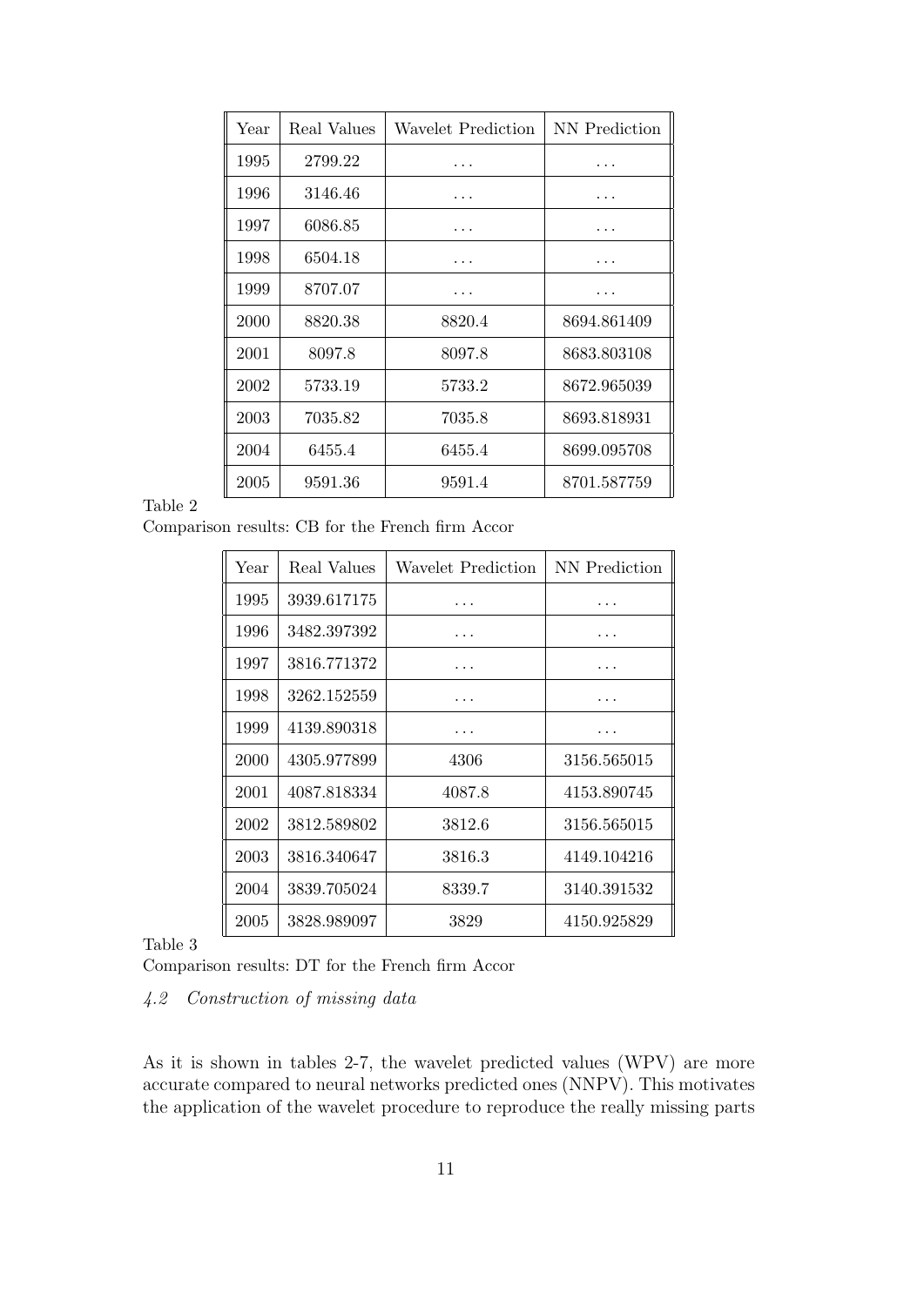| Year | Real Values | Wavelet Prediction | NN Prediction |
|---|---|---|---|
| 1995 | 2799.22 | ... | ... |
| 1996 | 3146.46 | ... | ... |
| 1997 | 6086.85 | ... | ... |
| 1998 | 6504.18 | ... | ... |
| 1999 | 8707.07 | ... | ... |
| 2000 | 8820.38 | 8820.4 | 8694.861409 |
| 2001 | 8097.8 | 8097.8 | 8683.803108 |
| 2002 | 5733.19 | 5733.2 | 8672.965039 |
| 2003 | 7035.82 | 7035.8 | 8693.818931 |
| 2004 | 6455.4 | 6455.4 | 8699.095708 |
| 2005 | 9591.36 | 9591.4 | 8701.587759 |

Table 2
Comparison results: CB for the French firm Accor

| Year | Real Values | Wavelet Prediction | NN Prediction |
|---|---|---|---|
| 1995 | 3939.617175 | ... | ... |
| 1996 | 3482.397392 | ... | ... |
| 1997 | 3816.771372 | ... | ... |
| 1998 | 3262.152559 | ... | ... |
| 1999 | 4139.890318 | ... | ... |
| 2000 | 4305.977899 | 4306 | 3156.565015 |
| 2001 | 4087.818334 | 4087.8 | 4153.890745 |
| 2002 | 3812.589802 | 3812.6 | 3156.565015 |
| 2003 | 3816.340647 | 3816.3 | 4149.104216 |
| 2004 | 3839.705024 | 8339.7 | 3140.391532 |
| 2005 | 3828.989097 | 3829 | 4150.925829 |

Table 3
Comparison results: DT for the French firm Accor

### *4.2 Construction of missing data*

As it is shown in tables 2-7, the wavelet predicted values (WPV) are more accurate compared to neural networks predicted ones (NNPV). This motivates the application of the wavelet procedure to reproduce the really missing parts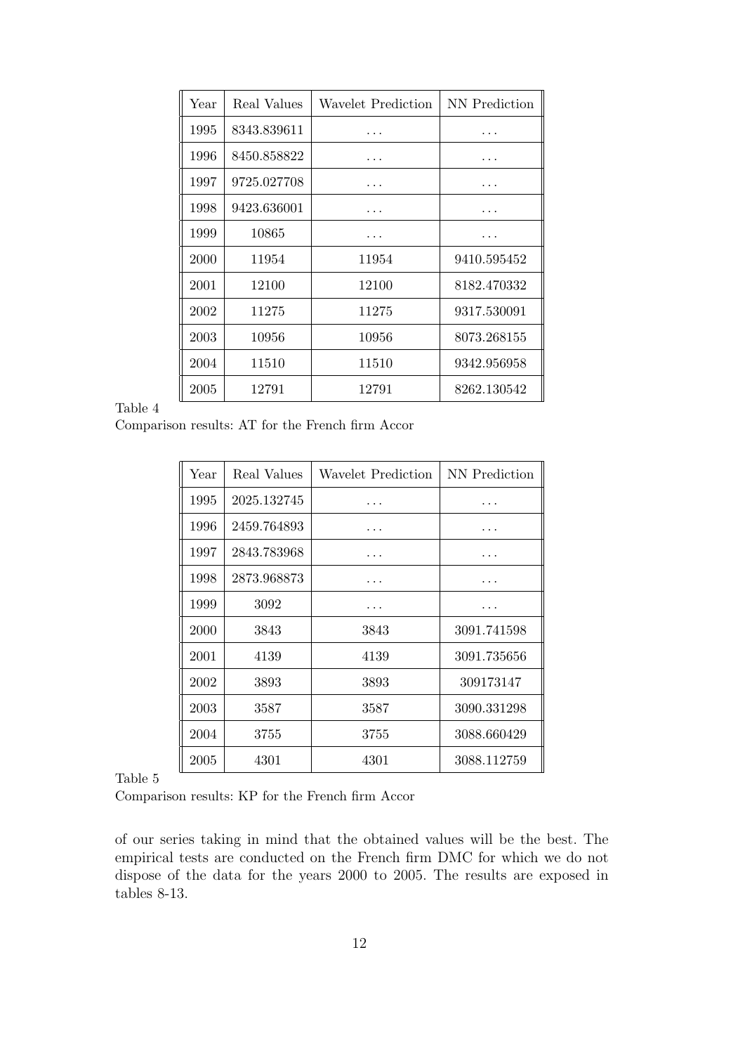| Year | Real Values | Wavelet Prediction | NN Prediction |
|---|---|---|---|
| 1995 | 8343.839611 | ... | ... |
| 1996 | 8450.858822 | ... | ... |
| 1997 | 9725.027708 | ... | ... |
| 1998 | 9423.636001 | ... | ... |
| 1999 | 10865 | ... | ... |
| 2000 | 11954 | 11954 | 9410.595452 |
| 2001 | 12100 | 12100 | 8182.470332 |
| 2002 | 11275 | 11275 | 9317.530091 |
| 2003 | 10956 | 10956 | 8073.268155 |
| 2004 | 11510 | 11510 | 9342.956958 |
| 2005 | 12791 | 12791 | 8262.130542 |

Table 4
Comparison results: AT for the French firm Accor

| Year | Real Values | Wavelet Prediction | NN Prediction |
|---|---|---|---|
| 1995 | 2025.132745 | ... | ... |
| 1996 | 2459.764893 | ... | ... |
| 1997 | 2843.783968 | ... | ... |
| 1998 | 2873.968873 | ... | ... |
| 1999 | 3092 | ... | ... |
| 2000 | 3843 | 3843 | 3091.741598 |
| 2001 | 4139 | 4139 | 3091.735656 |
| 2002 | 3893 | 3893 | 309173147 |
| 2003 | 3587 | 3587 | 3090.331298 |
| 2004 | 3755 | 3755 | 3088.660429 |
| 2005 | 4301 | 4301 | 3088.112759 |

Table 5
Comparison results: KP for the French firm Accor

of our series taking in mind that the obtained values will be the best. The empirical tests are conducted on the French firm DMC for which we do not dispose of the data for the years 2000 to 2005. The results are exposed in tables 8-13.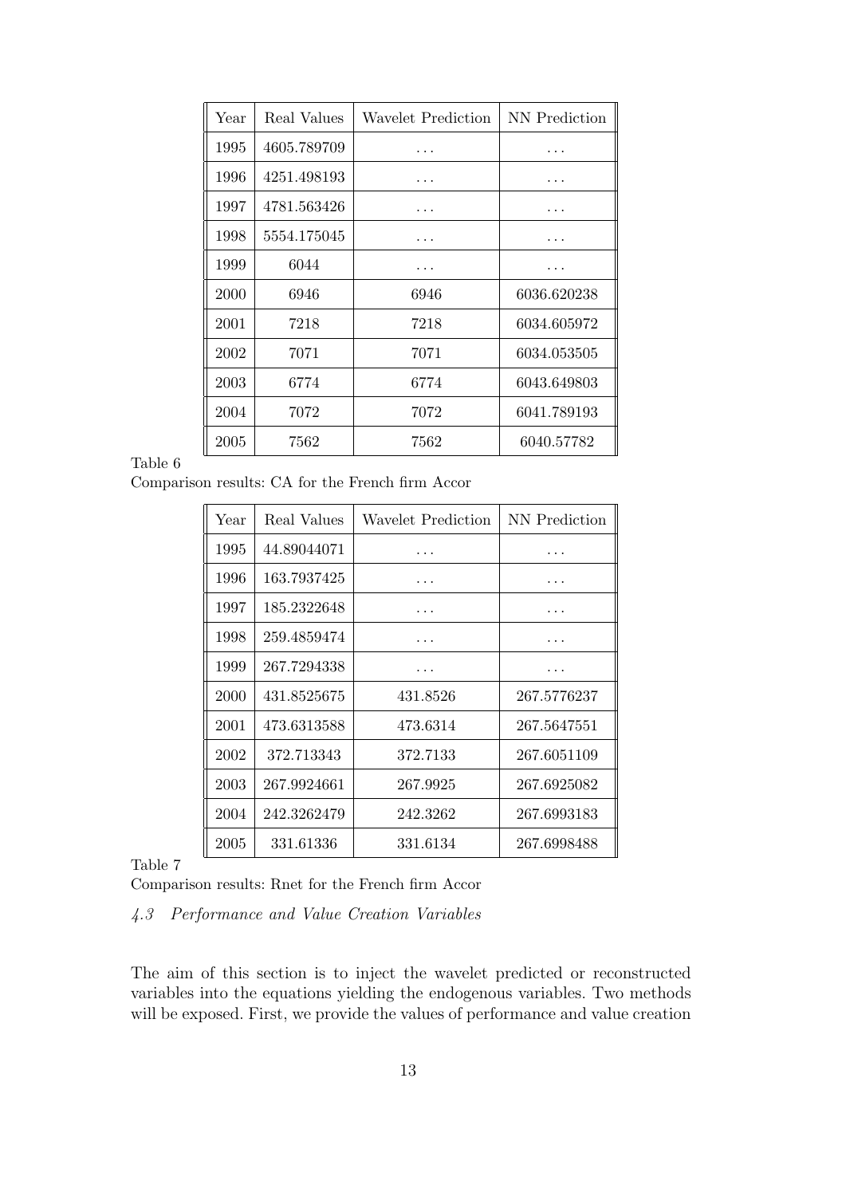| Year | Real Values | Wavelet Prediction | NN Prediction |
|---|---|---|---|
| 1995 | 4605.789709 | ... | ... |
| 1996 | 4251.498193 | ... | ... |
| 1997 | 4781.563426 | ... | ... |
| 1998 | 5554.175045 | ... | ... |
| 1999 | 6044 | ... | ... |
| 2000 | 6946 | 6946 | 6036.620238 |
| 2001 | 7218 | 7218 | 6034.605972 |
| 2002 | 7071 | 7071 | 6034.053505 |
| 2003 | 6774 | 6774 | 6043.649803 |
| 2004 | 7072 | 7072 | 6041.789193 |
| 2005 | 7562 | 7562 | 6040.57782 |

Table 6

Comparison results: CA for the French firm Accor

| Year | Real Values | Wavelet Prediction | NN Prediction |
|---|---|---|---|
| 1995 | 44.89044071 | ... | ... |
| 1996 | 163.7937425 | ... | ... |
| 1997 | 185.2322648 | ... | ... |
| 1998 | 259.4859474 | ... | ... |
| 1999 | 267.7294338 | ... | ... |
| 2000 | 431.8525675 | 431.8526 | 267.5776237 |
| 2001 | 473.6313588 | 473.6314 | 267.5647551 |
| 2002 | 372.713343 | 372.7133 | 267.6051109 |
| 2003 | 267.9924661 | 267.9925 | 267.6925082 |
| 2004 | 242.3262479 | 242.3262 | 267.6993183 |
| 2005 | 331.61336 | 331.6134 | 267.6998488 |

Table 7

Comparison results: Rnet for the French firm Accor

### *4.3 Performance and Value Creation Variables*

The aim of this section is to inject the wavelet predicted or reconstructed variables into the equations yielding the endogenous variables. Two methods will be exposed. First, we provide the values of performance and value creation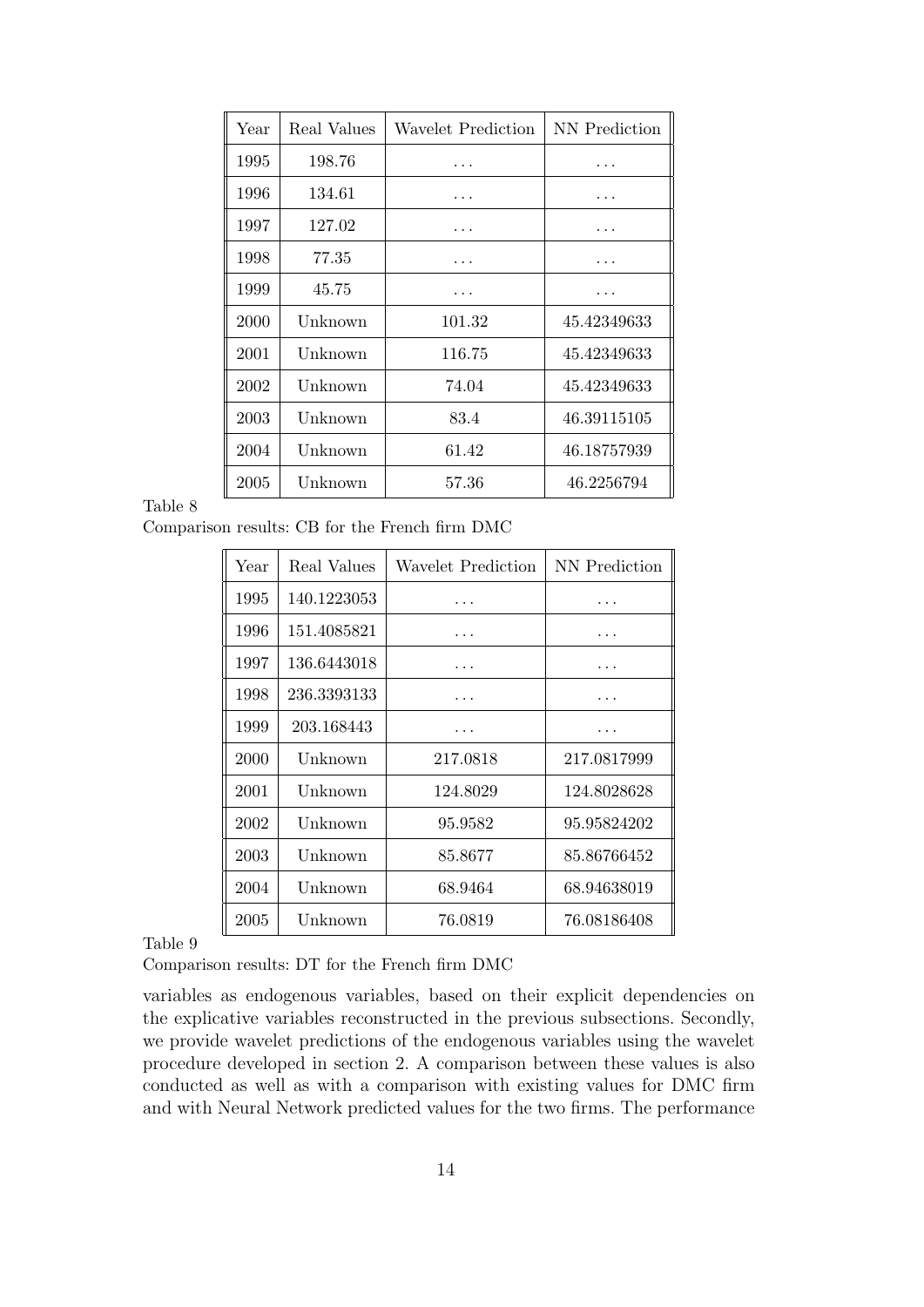| Year | Real Values | Wavelet Prediction | NN Prediction |
|---|---|---|---|
| 1995 | 198.76 | ... | ... |
| 1996 | 134.61 | ... | ... |
| 1997 | 127.02 | ... | ... |
| 1998 | 77.35 | ... | ... |
| 1999 | 45.75 | ... | ... |
| 2000 | Unknown | 101.32 | 45.42349633 |
| 2001 | Unknown | 116.75 | 45.42349633 |
| 2002 | Unknown | 74.04 | 45.42349633 |
| 2003 | Unknown | 83.4 | 46.39115105 |
| 2004 | Unknown | 61.42 | 46.18757939 |
| 2005 | Unknown | 57.36 | 46.2256794 |

Table 8

Comparison results: CB for the French firm DMC

| Year | Real Values | Wavelet Prediction | NN Prediction |
|---|---|---|---|
| 1995 | 140.1223053 | ... | ... |
| 1996 | 151.4085821 | ... | ... |
| 1997 | 136.6443018 | ... | ... |
| 1998 | 236.3393133 | ... | ... |
| 1999 | 203.168443 | ... | ... |
| 2000 | Unknown | 217.0818 | 217.0817999 |
| 2001 | Unknown | 124.8029 | 124.8028628 |
| 2002 | Unknown | 95.9582 | 95.95824202 |
| 2003 | Unknown | 85.8677 | 85.86766452 |
| 2004 | Unknown | 68.9464 | 68.94638019 |
| 2005 | Unknown | 76.0819 | 76.08186408 |

Table 9

Comparison results: DT for the French firm DMC

variables as endogenous variables, based on their explicit dependencies on the explicative variables reconstructed in the previous subsections. Secondly, we provide wavelet predictions of the endogenous variables using the wavelet procedure developed in section 2. A comparison between these values is also conducted as well as with a comparison with existing values for DMC firm and with Neural Network predicted values for the two firms. The performance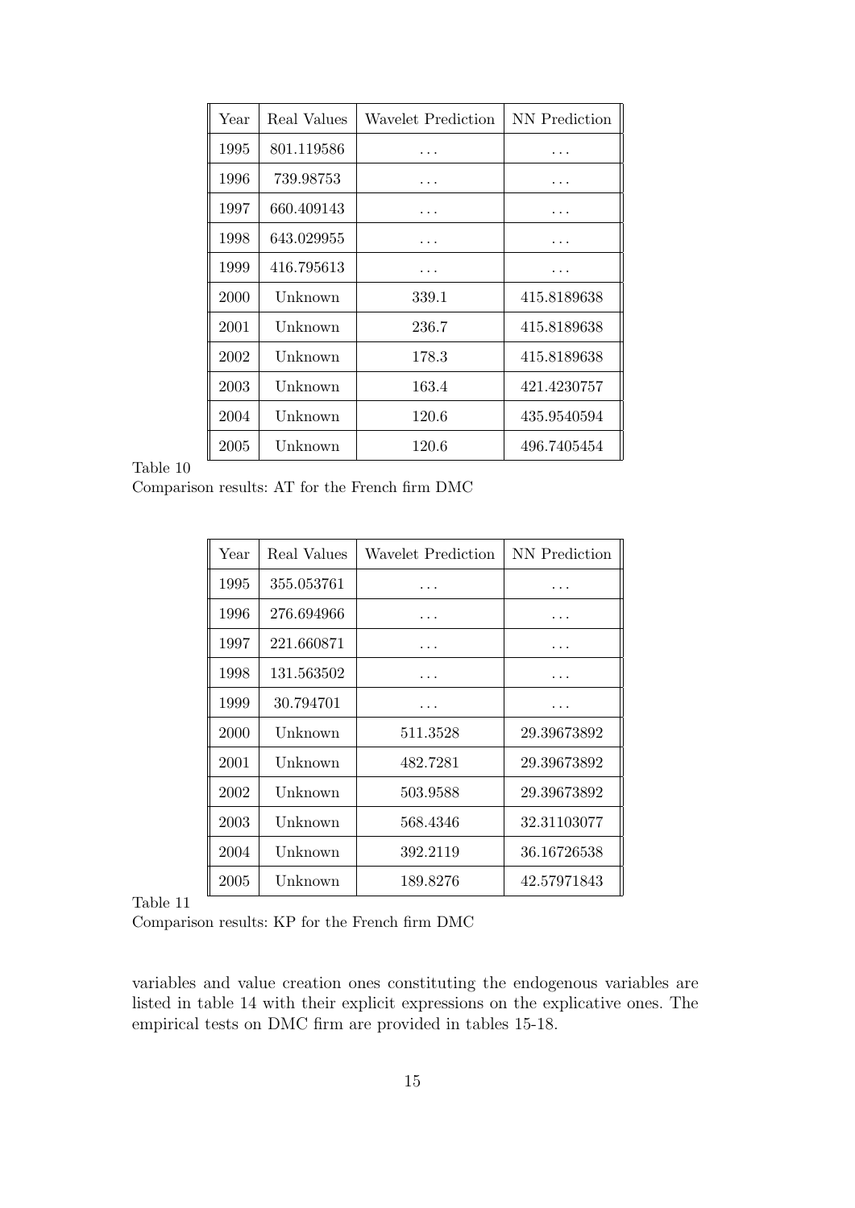| Year | Real Values | Wavelet Prediction | NN Prediction |
|---|---|---|---|
| 1995 | 801.119586 | ... | ... |
| 1996 | 739.98753 | ... | ... |
| 1997 | 660.409143 | ... | ... |
| 1998 | 643.029955 | ... | ... |
| 1999 | 416.795613 | ... | ... |
| 2000 | Unknown | 339.1 | 415.8189638 |
| 2001 | Unknown | 236.7 | 415.8189638 |
| 2002 | Unknown | 178.3 | 415.8189638 |
| 2003 | Unknown | 163.4 | 421.4230757 |
| 2004 | Unknown | 120.6 | 435.9540594 |
| 2005 | Unknown | 120.6 | 496.7405454 |

Table 10
Comparison results: AT for the French firm DMC

| Year | Real Values | Wavelet Prediction | NN Prediction |
|---|---|---|---|
| 1995 | 355.053761 | ... | ... |
| 1996 | 276.694966 | ... | ... |
| 1997 | 221.660871 | ... | ... |
| 1998 | 131.563502 | ... | ... |
| 1999 | 30.794701 | ... | ... |
| 2000 | Unknown | 511.3528 | 29.39673892 |
| 2001 | Unknown | 482.7281 | 29.39673892 |
| 2002 | Unknown | 503.9588 | 29.39673892 |
| 2003 | Unknown | 568.4346 | 32.31103077 |
| 2004 | Unknown | 392.2119 | 36.16726538 |
| 2005 | Unknown | 189.8276 | 42.57971843 |

Table 11
Comparison results: KP for the French firm DMC

variables and value creation ones constituting the endogenous variables are listed in table 14 with their explicit expressions on the explicative ones. The empirical tests on DMC firm are provided in tables 15-18.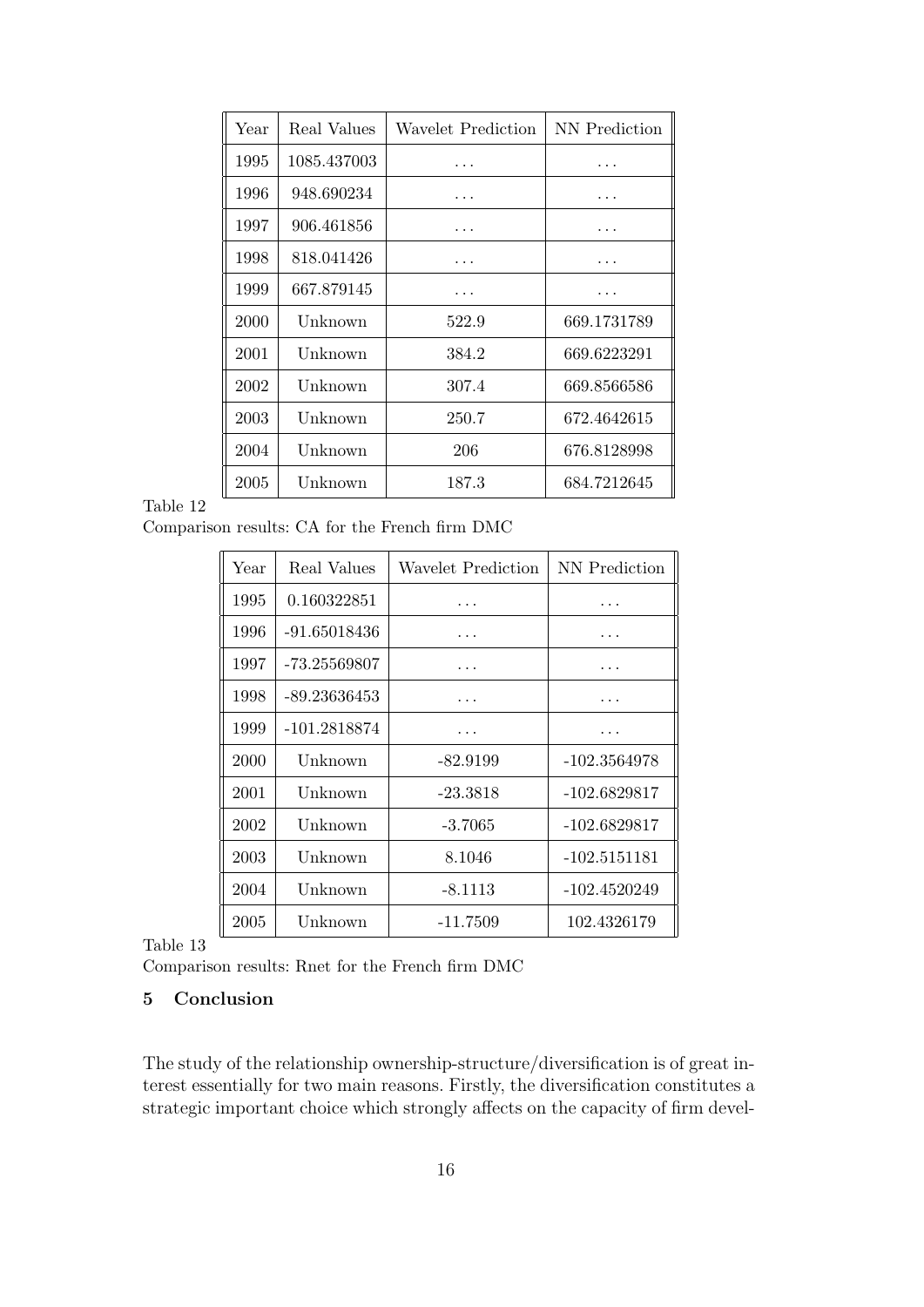| Year | Real Values | Wavelet Prediction | NN Prediction |
|---|---|---|---|
| 1995 | 1085.437003 | ... | ... |
| 1996 | 948.690234 | ... | ... |
| 1997 | 906.461856 | ... | ... |
| 1998 | 818.041426 | ... | ... |
| 1999 | 667.879145 | ... | ... |
| 2000 | Unknown | 522.9 | 669.1731789 |
| 2001 | Unknown | 384.2 | 669.6223291 |
| 2002 | Unknown | 307.4 | 669.8566586 |
| 2003 | Unknown | 250.7 | 672.4642615 |
| 2004 | Unknown | 206 | 676.8128998 |
| 2005 | Unknown | 187.3 | 684.7212645 |

Table 12
Comparison results: CA for the French firm DMC

| Year | Real Values | Wavelet Prediction | NN Prediction |
|---|---|---|---|
| 1995 | 0.160322851 | ... | ... |
| 1996 | -91.65018436 | ... | ... |
| 1997 | -73.25569807 | ... | ... |
| 1998 | -89.23636453 | ... | ... |
| 1999 | -101.2818874 | ... | ... |
| 2000 | Unknown | -82.9199 | -102.3564978 |
| 2001 | Unknown | -23.3818 | -102.6829817 |
| 2002 | Unknown | -3.7065 | -102.6829817 |
| 2003 | Unknown | 8.1046 | -102.5151181 |
| 2004 | Unknown | -8.1113 | -102.4520249 |
| 2005 | Unknown | -11.7509 | 102.4326179 |

Table 13
Comparison results: Rnet for the French firm DMC

## 5 Conclusion

The study of the relationship ownership-structure/diversification is of great interest essentially for two main reasons. Firstly, the diversification constitutes a strategic important choice which strongly affects on the capacity of firm devel-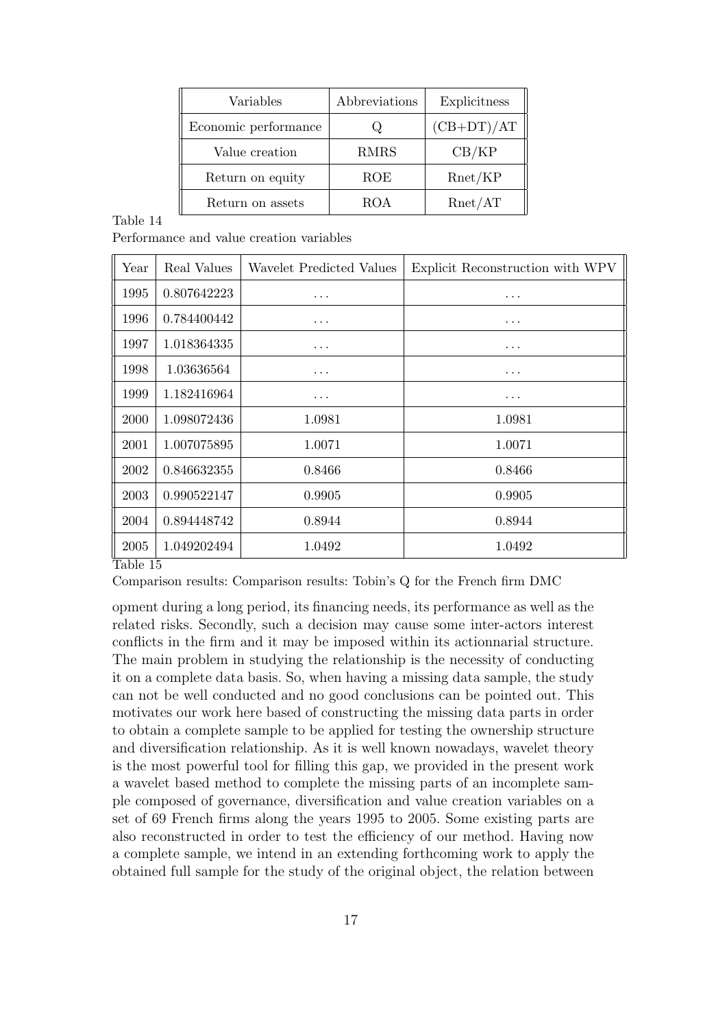| Variables | Abbreviations | Explicitness |
|---|---|---|
| Economic performance | Q | (CB+DT)/AT |
| Value creation | RMRS | CB/KP |
| Return on equity | ROE | Rnet/KP |
| Return on assets | ROA | Rnet/AT |

Table 14

Performance and value creation variables

| Year | Real Values | Wavelet Predicted Values | Explicit Reconstruction with WPV |
|---|---|---|---|
| 1995 | 0.807642223 | ... | ... |
| 1996 | 0.784400442 | ... | ... |
| 1997 | 1.018364335 | ... | ... |
| 1998 | 1.03636564 | ... | ... |
| 1999 | 1.182416964 | ... | ... |
| 2000 | 1.098072436 | 1.0981 | 1.0981 |
| 2001 | 1.007075895 | 1.0071 | 1.0071 |
| 2002 | 0.846632355 | 0.8466 | 0.8466 |
| 2003 | 0.990522147 | 0.9905 | 0.9905 |
| 2004 | 0.894448742 | 0.8944 | 0.8944 |
| 2005 | 1.049202494 | 1.0492 | 1.0492 |

Table 15

Comparison results: Comparison results: Tobin's Q for the French firm DMC

opment during a long period, its financing needs, its performance as well as the related risks. Secondly, such a decision may cause some inter-actors interest conflicts in the firm and it may be imposed within its actionnarial structure. The main problem in studying the relationship is the necessity of conducting it on a complete data basis. So, when having a missing data sample, the study can not be well conducted and no good conclusions can be pointed out. This motivates our work here based of constructing the missing data parts in order to obtain a complete sample to be applied for testing the ownership structure and diversification relationship. As it is well known nowadays, wavelet theory is the most powerful tool for filling this gap, we provided in the present work a wavelet based method to complete the missing parts of an incomplete sample composed of governance, diversification and value creation variables on a set of 69 French firms along the years 1995 to 2005. Some existing parts are also reconstructed in order to test the efficiency of our method. Having now a complete sample, we intend in an extending forthcoming work to apply the obtained full sample for the study of the original object, the relation between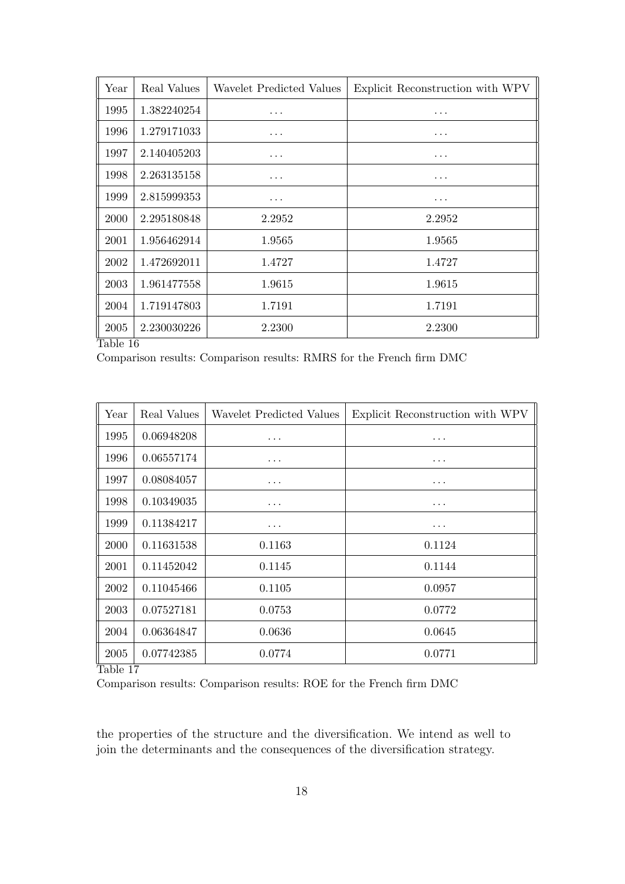| Year | Real Values | Wavelet Predicted Values | Explicit Reconstruction with WPV |
|---|---|---|---|
| 1995 | 1.382240254 | ... | ... |
| 1996 | 1.279171033 | ... | ... |
| 1997 | 2.140405203 | ... | ... |
| 1998 | 2.263135158 | ... | ... |
| 1999 | 2.815999353 | ... | ... |
| 2000 | 2.295180848 | 2.2952 | 2.2952 |
| 2001 | 1.956462914 | 1.9565 | 1.9565 |
| 2002 | 1.472692011 | 1.4727 | 1.4727 |
| 2003 | 1.961477558 | 1.9615 | 1.9615 |
| 2004 | 1.719147803 | 1.7191 | 1.7191 |
| 2005 | 2.230030226 | 2.2300 | 2.2300 |

Table 16

Comparison results: Comparison results: RMRS for the French firm DMC

| Year | Real Values | Wavelet Predicted Values | Explicit Reconstruction with WPV |
|---|---|---|---|
| 1995 | 0.06948208 | ... | ... |
| 1996 | 0.06557174 | ... | ... |
| 1997 | 0.08084057 | ... | ... |
| 1998 | 0.10349035 | ... | ... |
| 1999 | 0.11384217 | ... | ... |
| 2000 | 0.11631538 | 0.1163 | 0.1124 |
| 2001 | 0.11452042 | 0.1145 | 0.1144 |
| 2002 | 0.11045466 | 0.1105 | 0.0957 |
| 2003 | 0.07527181 | 0.0753 | 0.0772 |
| 2004 | 0.06364847 | 0.0636 | 0.0645 |
| 2005 | 0.07742385 | 0.0774 | 0.0771 |

Table 17

Comparison results: Comparison results: ROE for the French firm DMC

the properties of the structure and the diversification. We intend as well to join the determinants and the consequences of the diversification strategy.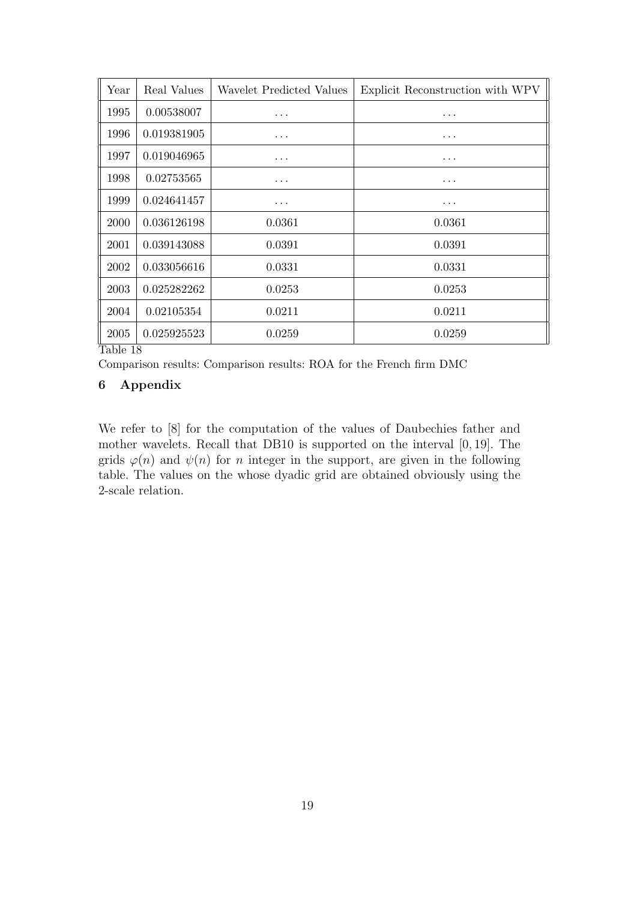| Year | Real Values | Wavelet Predicted Values | Explicit Reconstruction with WPV |
|---|---|---|---|
| 1995 | 0.00538007 | ... | ... |
| 1996 | 0.019381905 | ... | ... |
| 1997 | 0.019046965 | ... | ... |
| 1998 | 0.02753565 | ... | ... |
| 1999 | 0.024641457 | ... | ... |
| 2000 | 0.036126198 | 0.0361 | 0.0361 |
| 2001 | 0.039143088 | 0.0391 | 0.0391 |
| 2002 | 0.033056616 | 0.0331 | 0.0331 |
| 2003 | 0.025282262 | 0.0253 | 0.0253 |
| 2004 | 0.02105354 | 0.0211 | 0.0211 |
| 2005 | 0.025925523 | 0.0259 | 0.0259 |

Table 18

Comparison results: Comparison results: ROA for the French firm DMC

## 6 Appendix

We refer to [8] for the computation of the values of Daubechies father and mother wavelets. Recall that DB10 is supported on the interval $[0, 19]$. The grids $\varphi(n)$ and $\psi(n)$ for $n$ integer in the support, are given in the following table. The values on the whose dyadic grid are obtained obviously using the 2-scale relation.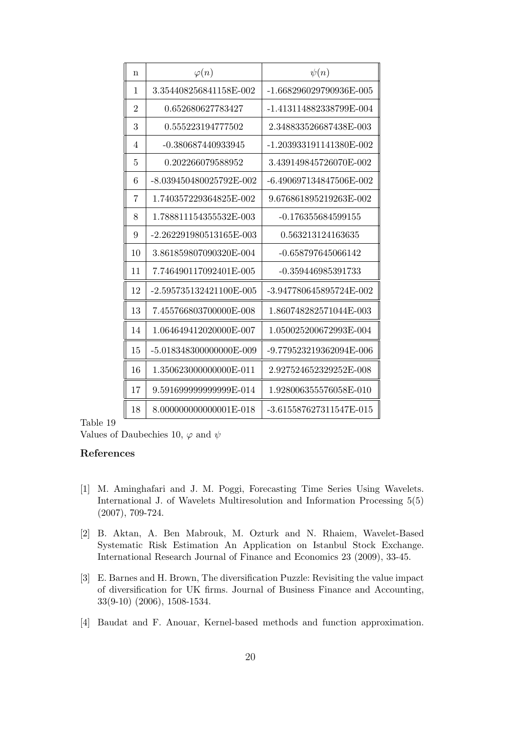| n | $\varphi(n)$ | $\psi(n)$ |
|---|---|---|
| 1 | 3.354408256841158E-002 | -1.668296029790936E-005 |
| 2 | 0.652680627783427 | -1.413114882338799E-004 |
| 3 | 0.555223194777502 | 2.348833526687438E-003 |
| 4 | -0.380687440933945 | -1.203933191141380E-002 |
| 5 | 0.202266079588952 | 3.439149845726070E-002 |
| 6 | -8.039450480025792E-002 | -6.490697134847506E-002 |
| 7 | 1.740357229364825E-002 | 9.676861895219263E-002 |
| 8 | 1.788811154355532E-003 | -0.176355684599155 |
| 9 | -2.262291980513165E-003 | 0.563213124163635 |
| 10 | 3.861859807090320E-004 | -0.658797645066142 |
| 11 | 7.746490117092401E-005 | -0.359446985391733 |
| 12 | -2.595735132421100E-005 | -3.947780645895724E-002 |
| 13 | 7.455766803700000E-008 | 1.860748282571044E-003 |
| 14 | 1.064649412020000E-007 | 1.050025200672993E-004 |
| 15 | -5.018348300000000E-009 | -9.779523219362094E-006 |
| 16 | 1.350623000000000E-011 | 2.927524652329252E-008 |
| 17 | 9.591699999999999E-014 | 1.928006355576058E-010 |
| 18 | 8.000000000000001E-018 | -3.615587627311547E-015 |

Table 19
Values of Daubechies 10, $\varphi$ and $\psi$

## References

[1] M. Aminghafari and J. M. Poggi, Forecasting Time Series Using Wavelets. International J. of Wavelets Multiresolution and Information Processing 5(5) (2007), 709-724.

[2] B. Aktan, A. Ben Mabrouk, M. Ozturk and N. Rhaiem, Wavelet-Based Systematic Risk Estimation An Application on Istanbul Stock Exchange. International Research Journal of Finance and Economics 23 (2009), 33-45.

[3] E. Barnes and H. Brown, The diversification Puzzle: Revisiting the value impact of diversification for UK firms. Journal of Business Finance and Accounting, 33(9-10) (2006), 1508-1534.

[4] Baudat and F. Anouar, Kernel-based methods and function approximation.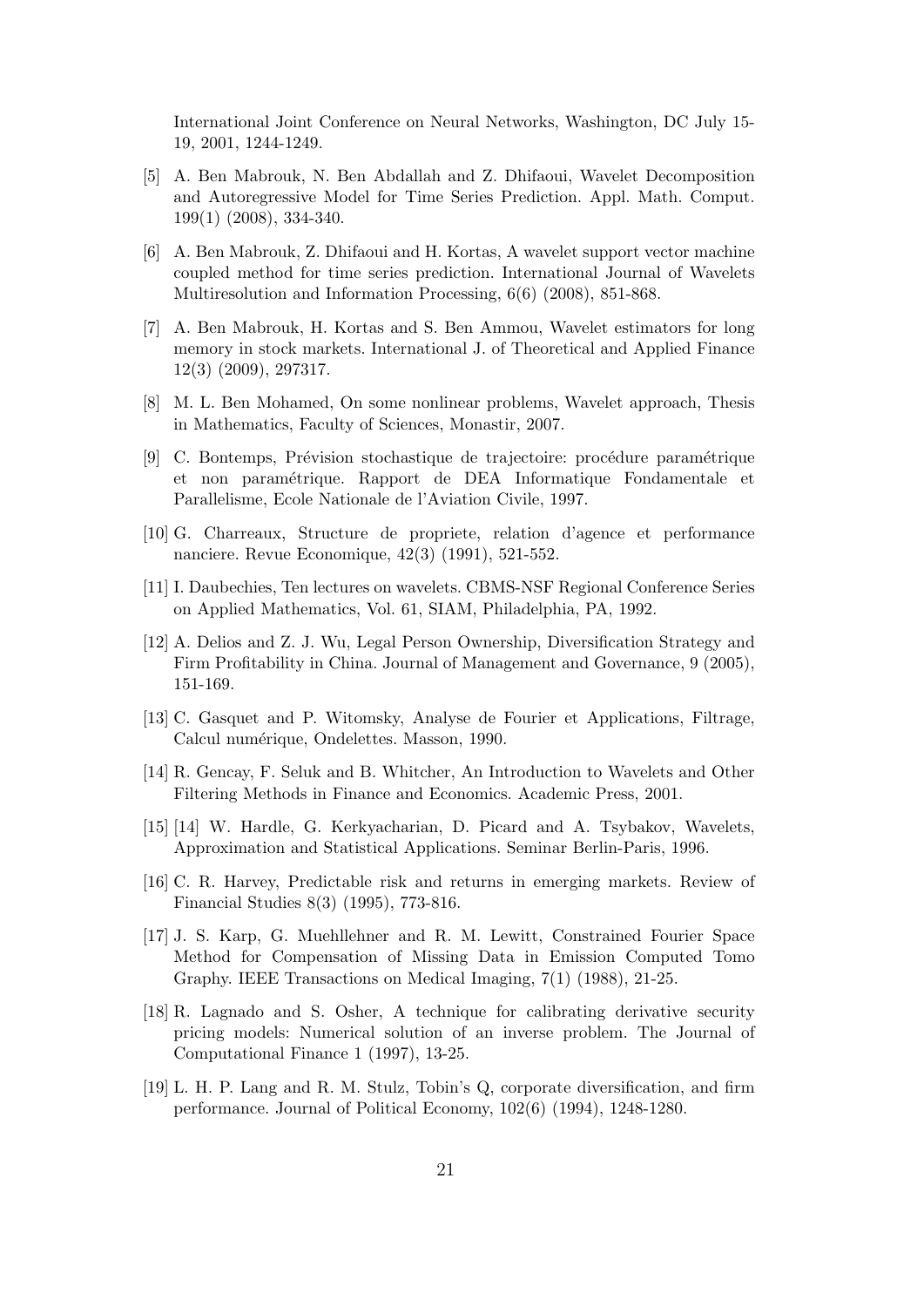International Joint Conference on Neural Networks, Washington, DC July 15-19, 2001, 1244-1249.

[5] A. Ben Mabrouk, N. Ben Abdallah and Z. Dhifaoui, Wavelet Decomposition and Autoregressive Model for Time Series Prediction. Appl. Math. Comput. 199(1) (2008), 334-340.

[6] A. Ben Mabrouk, Z. Dhifaoui and H. Kortas, A wavelet support vector machine coupled method for time series prediction. International Journal of Wavelets Multiresolution and Information Processing, 6(6) (2008), 851-868.

[7] A. Ben Mabrouk, H. Kortas and S. Ben Ammou, Wavelet estimators for long memory in stock markets. International J. of Theoretical and Applied Finance 12(3) (2009), 297317.

[8] M. L. Ben Mohamed, On some nonlinear problems, Wavelet approach, Thesis in Mathematics, Faculty of Sciences, Monastir, 2007.

[9] C. Bontemps, Prévision stochastique de trajectoire: procédure paramétrique et non paramétrique. Rapport de DEA Informatique Fondamentale et Parallelisme, Ecole Nationale de l'Aviation Civile, 1997.

[10] G. Charreaux, Structure de propriete, relation d'agence et performance nanciere. Revue Economique, 42(3) (1991), 521-552.

[11] I. Daubechies, Ten lectures on wavelets. CBMS-NSF Regional Conference Series on Applied Mathematics, Vol. 61, SIAM, Philadelphia, PA, 1992.

[12] A. Delios and Z. J. Wu, Legal Person Ownership, Diversification Strategy and Firm Profitability in China. Journal of Management and Governance, 9 (2005), 151-169.

[13] C. Gasquet and P. Witomsky, Analyse de Fourier et Applications, Filtrage, Calcul numérique, Ondelettes. Masson, 1990.

[14] R. Gencay, F. Seluk and B. Whitcher, An Introduction to Wavelets and Other Filtering Methods in Finance and Economics. Academic Press, 2001.

[15] [14] W. Hardle, G. Kerkyacharian, D. Picard and A. Tsybakov, Wavelets, Approximation and Statistical Applications. Seminar Berlin-Paris, 1996.

[16] C. R. Harvey, Predictable risk and returns in emerging markets. Review of Financial Studies 8(3) (1995), 773-816.

[17] J. S. Karp, G. Muehllehner and R. M. Lewitt, Constrained Fourier Space Method for Compensation of Missing Data in Emission Computed Tomo Graphy. IEEE Transactions on Medical Imaging, 7(1) (1988), 21-25.

[18] R. Lagnado and S. Osher, A technique for calibrating derivative security pricing models: Numerical solution of an inverse problem. The Journal of Computational Finance 1 (1997), 13-25.

[19] L. H. P. Lang and R. M. Stulz, Tobin's Q, corporate diversification, and firm performance. Journal of Political Economy, 102(6) (1994), 1248-1280.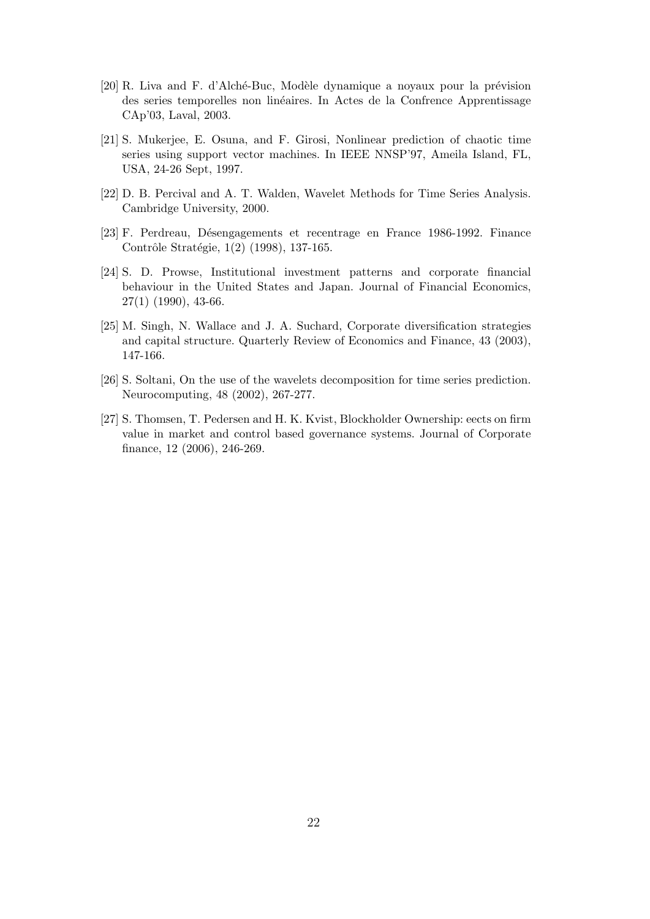[20] R. Liva and F. d'Alché-Buc, Modèle dynamique a noyaux pour la prévision des series temporelles non linéaires. In Actes de la Confrence Apprentissage CAp'03, Laval, 2003.

[21] S. Mukerjee, E. Osuna, and F. Girosi, Nonlinear prediction of chaotic time series using support vector machines. In IEEE NNSP'97, Ameila Island, FL, USA, 24-26 Sept, 1997.

[22] D. B. Percival and A. T. Walden, Wavelet Methods for Time Series Analysis. Cambridge University, 2000.

[23] F. Perdreau, Désengagements et recentrage en France 1986-1992. Finance Contrôle Stratégie, 1(2) (1998), 137-165.

[24] S. D. Prowse, Institutional investment patterns and corporate financial behaviour in the United States and Japan. Journal of Financial Economics, 27(1) (1990), 43-66.

[25] M. Singh, N. Wallace and J. A. Suchard, Corporate diversification strategies and capital structure. Quarterly Review of Economics and Finance, 43 (2003), 147-166.

[26] S. Soltani, On the use of the wavelets decomposition for time series prediction. Neurocomputing, 48 (2002), 267-277.

[27] S. Thomsen, T. Pedersen and H. K. Kvist, Blockholder Ownership: eects on firm value in market and control based governance systems. Journal of Corporate finance, 12 (2006), 246-269.